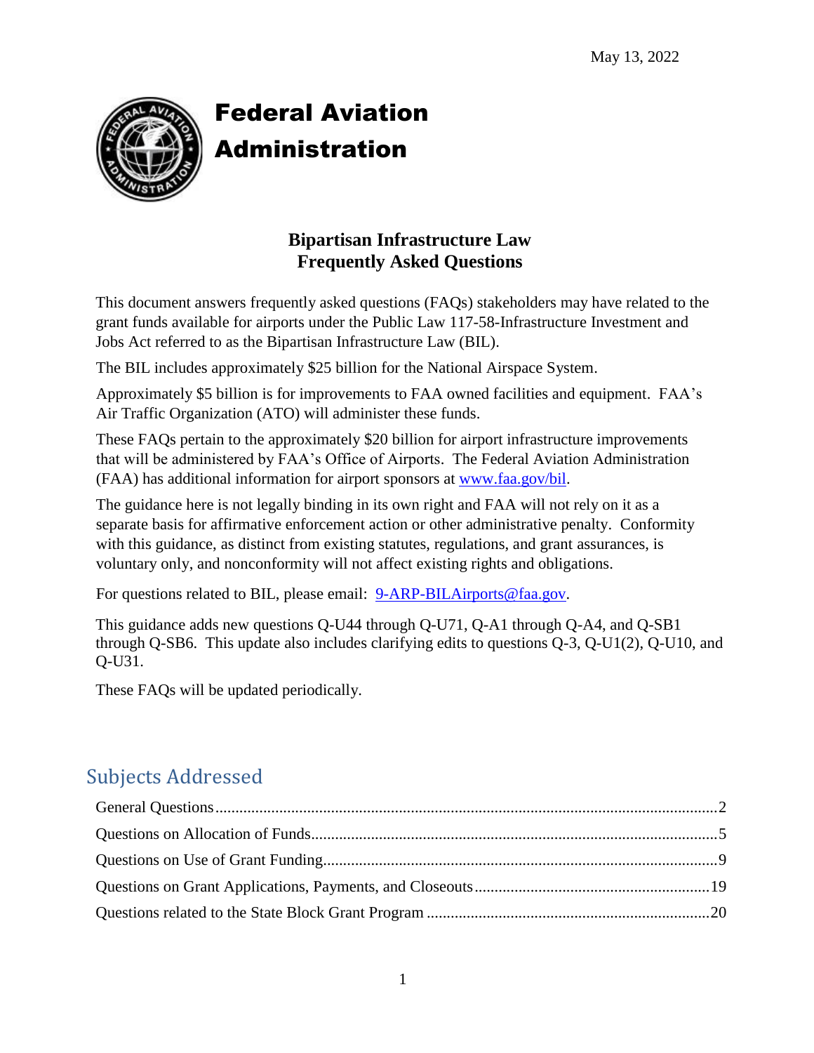May 13, 2022

# Federal Aviation Administration

## Bipartisan Infrastructure Law Frequently Asked Questions

This document answers frequently asked questions (FAQs) stakeholders may have related to the grant funds available for airports under the Public Law 117-58-Infrastructure Investment and Jobs Act referred to as the Bipartisan Infrastructure Law (BIL).

The BIL includes approximately $25 billion for the National Airspace System.

Approximately $5 billion is for improvements to FAA owned facilities and equipment. FAA's Air Traffic Organization (ATO) will administer these funds.

These FAQs pertain to the approximately $20 billion for airport infrastructure improvements that will be administered by FAA's Office of Airports. The Federal Aviation Administration (FAA) has additional information for airport sponsors at [www.faa.gov/bil](http://www.faa.gov/bil).

The guidance here is not legally binding in its own right and FAA will not rely on it as a separate basis for affirmative enforcement action or other administrative penalty. Conformity with this guidance, as distinct from existing statutes, regulations, and grant assurances, is voluntary only, and nonconformity will not affect existing rights and obligations.

For questions related to BIL, please email: [9-ARP-BILAirports@faa.gov](mailto:9-ARP-BILAirports@faa.gov).

This guidance adds new questions Q-U44 through Q-U71, Q-A1 through Q-A4, and Q-SB1 through Q-SB6. This update also includes clarifying edits to questions Q-3, Q-U1(2), Q-U10, and Q-U31.

These FAQs will be updated periodically.

## Subjects Addressed

- General Questions .......... 2
- Questions on Allocation of Funds .......... 5
- Questions on Use of Grant Funding .......... 9
- Questions on Grant Applications, Payments, and Closeouts .......... 19
- Questions related to the State Block Grant Program .......... 20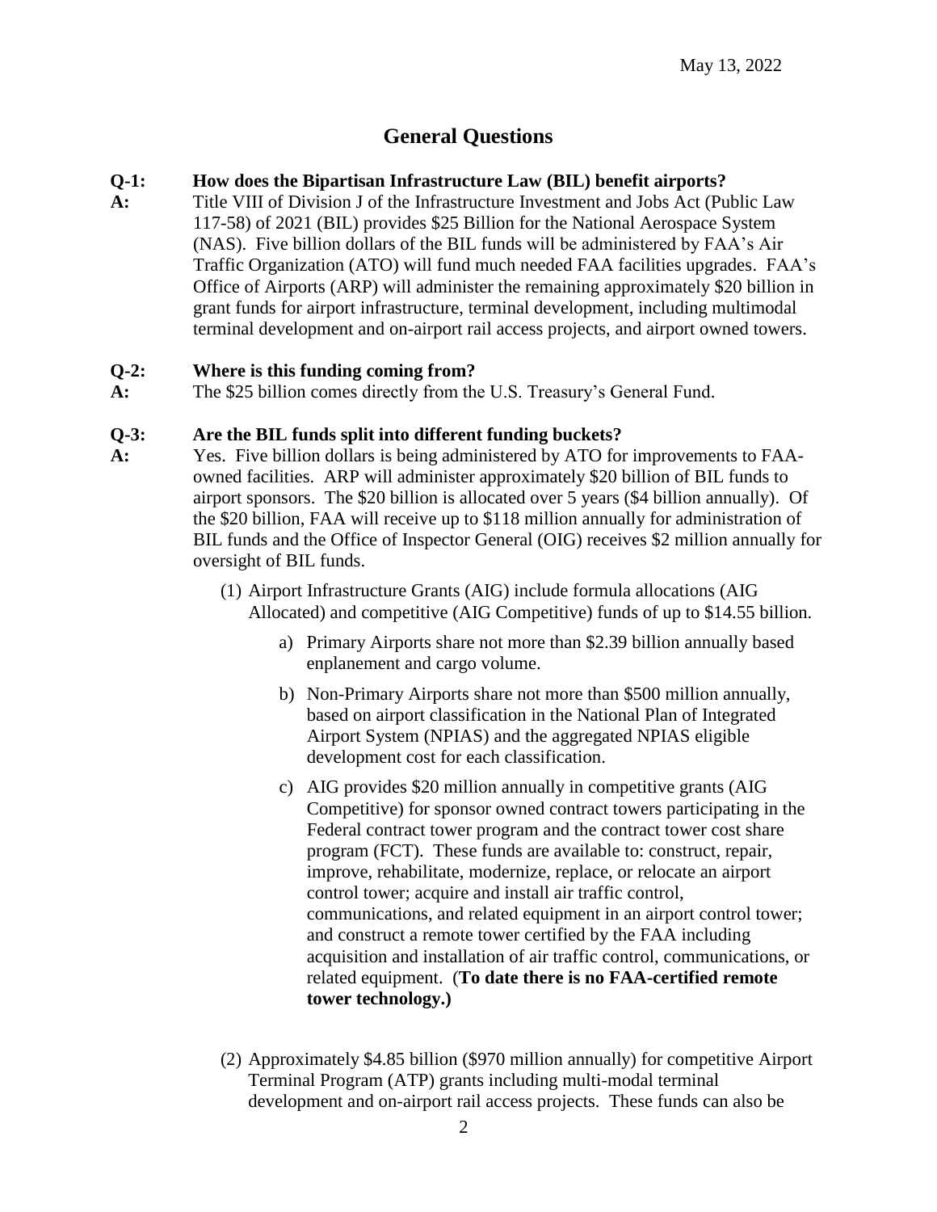May 13, 2022

## General Questions

**Q-1: How does the Bipartisan Infrastructure Law (BIL) benefit airports?**

**A:** Title VIII of Division J of the Infrastructure Investment and Jobs Act (Public Law 117-58) of 2021 (BIL) provides $25 Billion for the National Aerospace System (NAS). Five billion dollars of the BIL funds will be administered by FAA's Air Traffic Organization (ATO) will fund much needed FAA facilities upgrades. FAA's Office of Airports (ARP) will administer the remaining approximately $20 billion in grant funds for airport infrastructure, terminal development, including multimodal terminal development and on-airport rail access projects, and airport owned towers.

**Q-2: Where is this funding coming from?**

**A:** The $25 billion comes directly from the U.S. Treasury's General Fund.

**Q-3: Are the BIL funds split into different funding buckets?**

**A:** Yes. Five billion dollars is being administered by ATO for improvements to FAA-owned facilities. ARP will administer approximately $20 billion of BIL funds to airport sponsors. The $20 billion is allocated over 5 years ($4 billion annually). Of the $20 billion, FAA will receive up to $118 million annually for administration of BIL funds and the Office of Inspector General (OIG) receives $2 million annually for oversight of BIL funds.

(1) Airport Infrastructure Grants (AIG) include formula allocations (AIG Allocated) and competitive (AIG Competitive) funds of up to $14.55 billion.

a) Primary Airports share not more than $2.39 billion annually based enplanement and cargo volume.

b) Non-Primary Airports share not more than $500 million annually, based on airport classification in the National Plan of Integrated Airport System (NPIAS) and the aggregated NPIAS eligible development cost for each classification.

c) AIG provides $20 million annually in competitive grants (AIG Competitive) for sponsor owned contract towers participating in the Federal contract tower program and the contract tower cost share program (FCT). These funds are available to: construct, repair, improve, rehabilitate, modernize, replace, or relocate an airport control tower; acquire and install air traffic control, communications, and related equipment in an airport control tower; and construct a remote tower certified by the FAA including acquisition and installation of air traffic control, communications, or related equipment. (**To date there is no FAA-certified remote tower technology.)**

(2) Approximately $4.85 billion ($970 million annually) for competitive Airport Terminal Program (ATP) grants including multi-modal terminal development and on-airport rail access projects. These funds can also be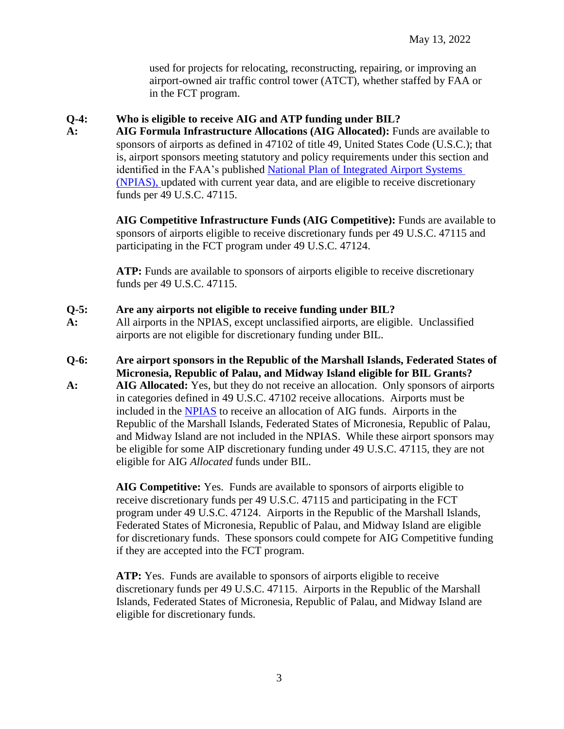used for projects for relocating, reconstructing, repairing, or improving an airport-owned air traffic control tower (ATCT), whether staffed by FAA or in the FCT program.

**Q-4: Who is eligible to receive AIG and ATP funding under BIL?**

**A:** **AIG Formula Infrastructure Allocations (AIG Allocated):** Funds are available to sponsors of airports as defined in 47102 of title 49, United States Code (U.S.C.); that is, airport sponsors meeting statutory and policy requirements under this section and identified in the FAA's published [National Plan of Integrated Airport Systems (NPIAS),](#) updated with current year data, and are eligible to receive discretionary funds per 49 U.S.C. 47115.

**AIG Competitive Infrastructure Funds (AIG Competitive):** Funds are available to sponsors of airports eligible to receive discretionary funds per 49 U.S.C. 47115 and participating in the FCT program under 49 U.S.C. 47124.

**ATP:** Funds are available to sponsors of airports eligible to receive discretionary funds per 49 U.S.C. 47115.

**Q-5: Are any airports not eligible to receive funding under BIL?**

**A:** All airports in the NPIAS, except unclassified airports, are eligible. Unclassified airports are not eligible for discretionary funding under BIL.

**Q-6: Are airport sponsors in the Republic of the Marshall Islands, Federated States of Micronesia, Republic of Palau, and Midway Island eligible for BIL Grants?**

**A:** **AIG Allocated:** Yes, but they do not receive an allocation. Only sponsors of airports in categories defined in 49 U.S.C. 47102 receive allocations. Airports must be included in the [NPIAS](#) to receive an allocation of AIG funds. Airports in the Republic of the Marshall Islands, Federated States of Micronesia, Republic of Palau, and Midway Island are not included in the NPIAS. While these airport sponsors may be eligible for some AIP discretionary funding under 49 U.S.C. 47115, they are not eligible for AIG *Allocated* funds under BIL.

**AIG Competitive:** Yes. Funds are available to sponsors of airports eligible to receive discretionary funds per 49 U.S.C. 47115 and participating in the FCT program under 49 U.S.C. 47124. Airports in the Republic of the Marshall Islands, Federated States of Micronesia, Republic of Palau, and Midway Island are eligible for discretionary funds. These sponsors could compete for AIG Competitive funding if they are accepted into the FCT program.

**ATP:** Yes. Funds are available to sponsors of airports eligible to receive discretionary funds per 49 U.S.C. 47115. Airports in the Republic of the Marshall Islands, Federated States of Micronesia, Republic of Palau, and Midway Island are eligible for discretionary funds.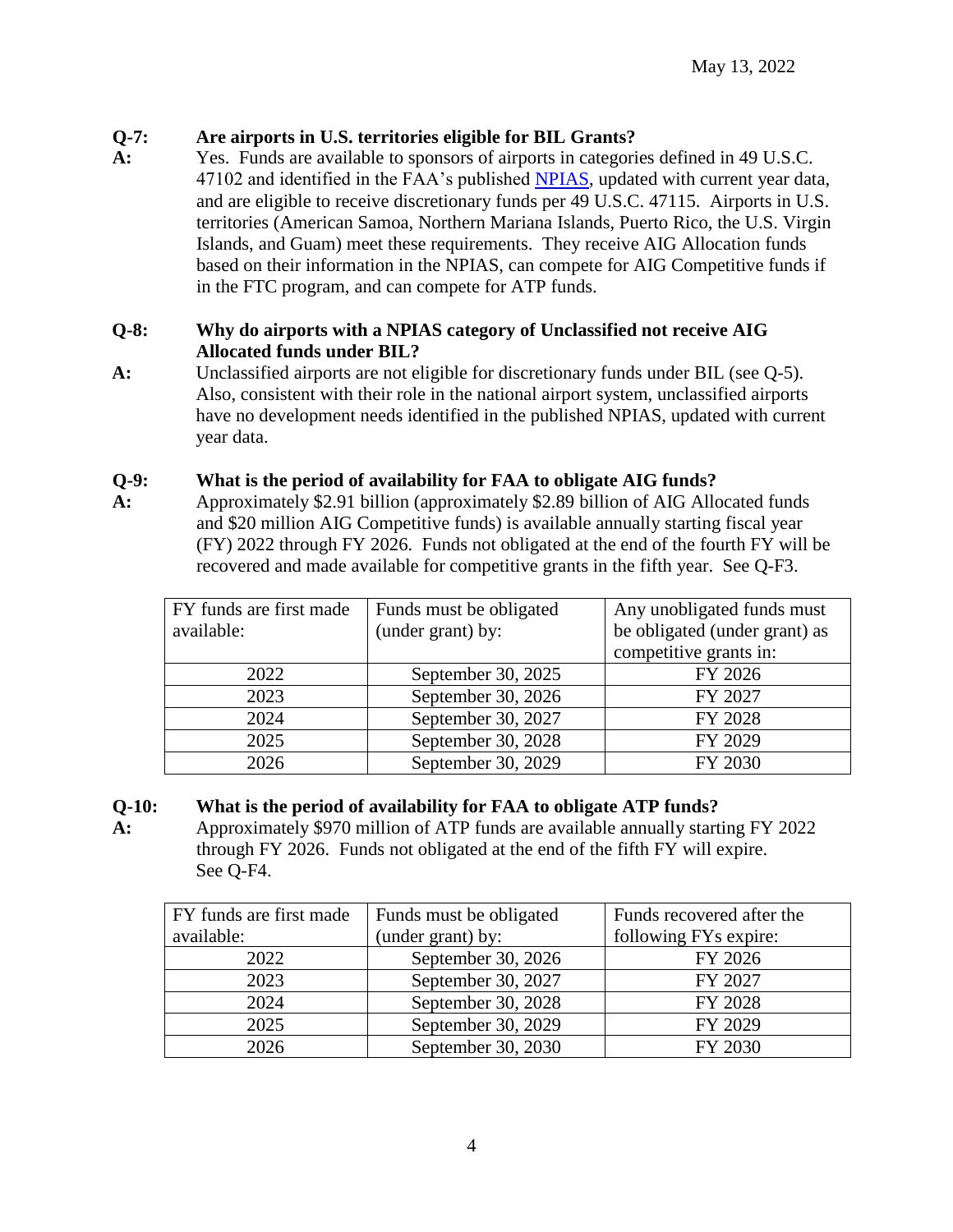May 13, 2022

**Q-7: Are airports in U.S. territories eligible for BIL Grants?**

**A:** Yes. Funds are available to sponsors of airports in categories defined in 49 U.S.C. 47102 and identified in the FAA's published NPIAS, updated with current year data, and are eligible to receive discretionary funds per 49 U.S.C. 47115. Airports in U.S. territories (American Samoa, Northern Mariana Islands, Puerto Rico, the U.S. Virgin Islands, and Guam) meet these requirements. They receive AIG Allocation funds based on their information in the NPIAS, can compete for AIG Competitive funds if in the FTC program, and can compete for ATP funds.

**Q-8: Why do airports with a NPIAS category of Unclassified not receive AIG Allocated funds under BIL?**

**A:** Unclassified airports are not eligible for discretionary funds under BIL (see Q-5). Also, consistent with their role in the national airport system, unclassified airports have no development needs identified in the published NPIAS, updated with current year data.

**Q-9: What is the period of availability for FAA to obligate AIG funds?**

**A:** Approximately $2.91 billion (approximately $2.89 billion of AIG Allocated funds and $20 million AIG Competitive funds) is available annually starting fiscal year (FY) 2022 through FY 2026. Funds not obligated at the end of the fourth FY will be recovered and made available for competitive grants in the fifth year. See Q-F3.

| FY funds are first made available: | Funds must be obligated (under grant) by: | Any unobligated funds must be obligated (under grant) as competitive grants in: |
|---|---|---|
| 2022 | September 30, 2025 | FY 2026 |
| 2023 | September 30, 2026 | FY 2027 |
| 2024 | September 30, 2027 | FY 2028 |
| 2025 | September 30, 2028 | FY 2029 |
| 2026 | September 30, 2029 | FY 2030 |

**Q-10: What is the period of availability for FAA to obligate ATP funds?**

**A:** Approximately $970 million of ATP funds are available annually starting FY 2022 through FY 2026. Funds not obligated at the end of the fifth FY will expire. See Q-F4.

| FY funds are first made available: | Funds must be obligated (under grant) by: | Funds recovered after the following FYs expire: |
|---|---|---|
| 2022 | September 30, 2026 | FY 2026 |
| 2023 | September 30, 2027 | FY 2027 |
| 2024 | September 30, 2028 | FY 2028 |
| 2025 | September 30, 2029 | FY 2029 |
| 2026 | September 30, 2030 | FY 2030 |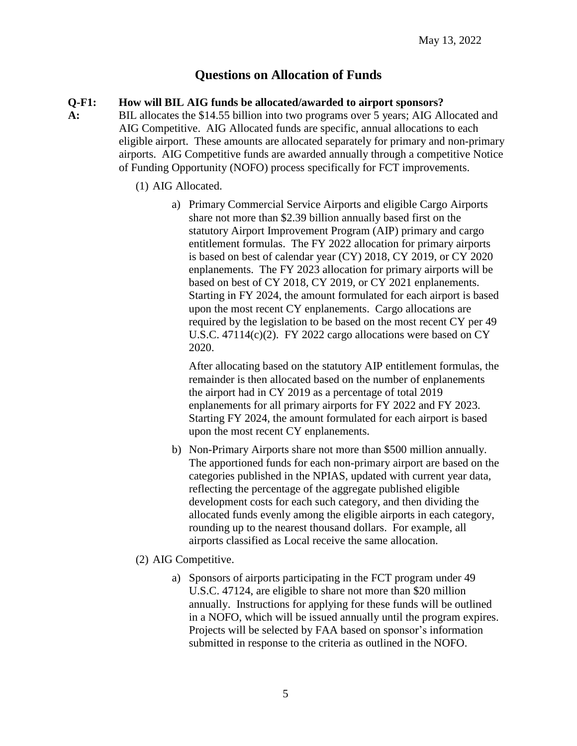May 13, 2022

## Questions on Allocation of Funds

**Q-F1: How will BIL AIG funds be allocated/awarded to airport sponsors?**

**A:** BIL allocates the $14.55 billion into two programs over 5 years; AIG Allocated and AIG Competitive. AIG Allocated funds are specific, annual allocations to each eligible airport. These amounts are allocated separately for primary and non-primary airports. AIG Competitive funds are awarded annually through a competitive Notice of Funding Opportunity (NOFO) process specifically for FCT improvements.

(1) AIG Allocated.

a) Primary Commercial Service Airports and eligible Cargo Airports share not more than $2.39 billion annually based first on the statutory Airport Improvement Program (AIP) primary and cargo entitlement formulas. The FY 2022 allocation for primary airports is based on best of calendar year (CY) 2018, CY 2019, or CY 2020 enplanements. The FY 2023 allocation for primary airports will be based on best of CY 2018, CY 2019, or CY 2021 enplanements. Starting in FY 2024, the amount formulated for each airport is based upon the most recent CY enplanements. Cargo allocations are required by the legislation to be based on the most recent CY per 49 U.S.C. 47114(c)(2). FY 2022 cargo allocations were based on CY 2020.

After allocating based on the statutory AIP entitlement formulas, the remainder is then allocated based on the number of enplanements the airport had in CY 2019 as a percentage of total 2019 enplanements for all primary airports for FY 2022 and FY 2023. Starting FY 2024, the amount formulated for each airport is based upon the most recent CY enplanements.

b) Non-Primary Airports share not more than $500 million annually. The apportioned funds for each non-primary airport are based on the categories published in the NPIAS, updated with current year data, reflecting the percentage of the aggregate published eligible development costs for each such category, and then dividing the allocated funds evenly among the eligible airports in each category, rounding up to the nearest thousand dollars. For example, all airports classified as Local receive the same allocation.

(2) AIG Competitive.

a) Sponsors of airports participating in the FCT program under 49 U.S.C. 47124, are eligible to share not more than $20 million annually. Instructions for applying for these funds will be outlined in a NOFO, which will be issued annually until the program expires. Projects will be selected by FAA based on sponsor's information submitted in response to the criteria as outlined in the NOFO.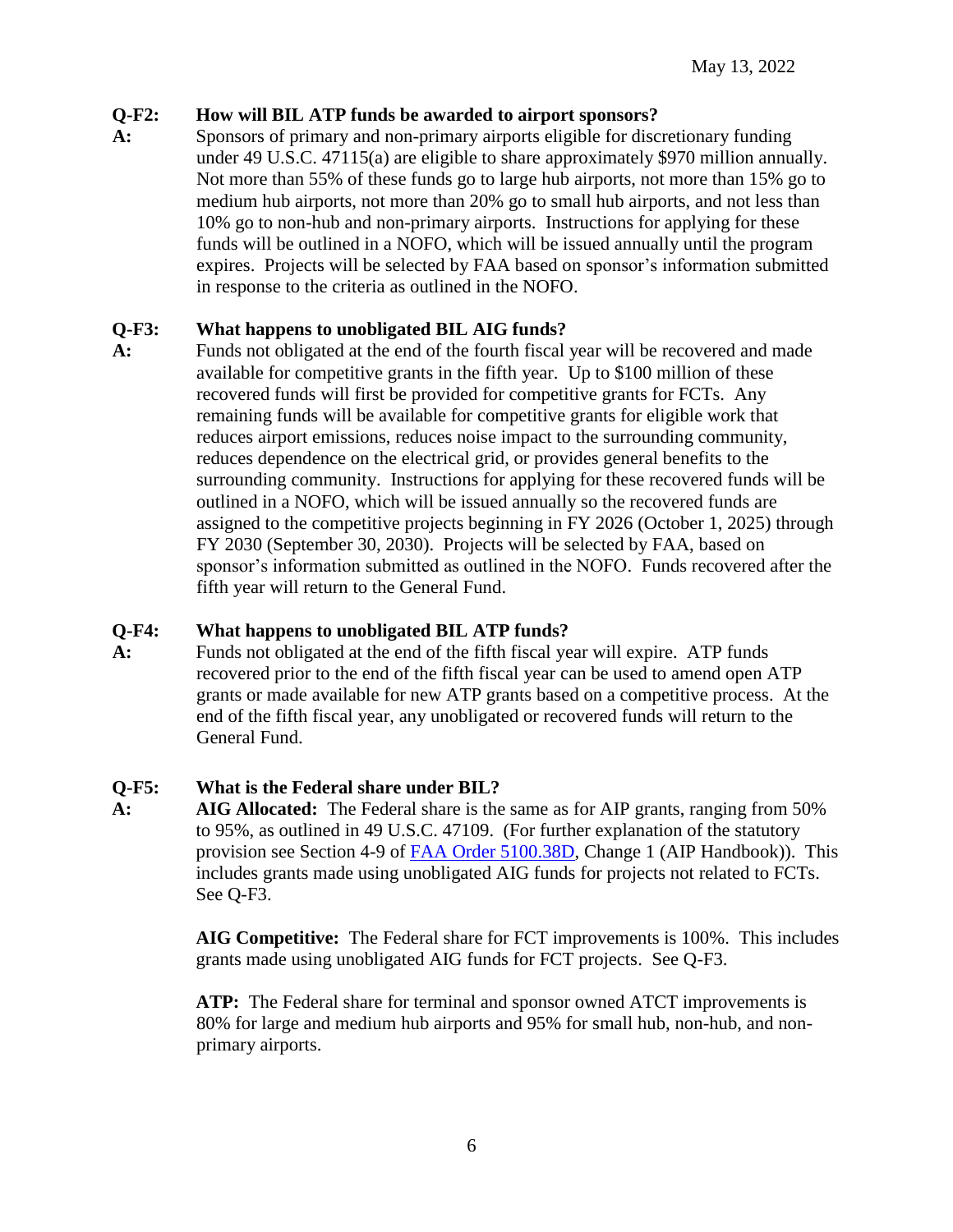**Q-F2: How will BIL ATP funds be awarded to airport sponsors?**

**A:** Sponsors of primary and non-primary airports eligible for discretionary funding under 49 U.S.C. 47115(a) are eligible to share approximately $970 million annually. Not more than 55% of these funds go to large hub airports, not more than 15% go to medium hub airports, not more than 20% go to small hub airports, and not less than 10% go to non-hub and non-primary airports. Instructions for applying for these funds will be outlined in a NOFO, which will be issued annually until the program expires. Projects will be selected by FAA based on sponsor's information submitted in response to the criteria as outlined in the NOFO.

**Q-F3: What happens to unobligated BIL AIG funds?**

**A:** Funds not obligated at the end of the fourth fiscal year will be recovered and made available for competitive grants in the fifth year. Up to $100 million of these recovered funds will first be provided for competitive grants for FCTs. Any remaining funds will be available for competitive grants for eligible work that reduces airport emissions, reduces noise impact to the surrounding community, reduces dependence on the electrical grid, or provides general benefits to the surrounding community. Instructions for applying for these recovered funds will be outlined in a NOFO, which will be issued annually so the recovered funds are assigned to the competitive projects beginning in FY 2026 (October 1, 2025) through FY 2030 (September 30, 2030). Projects will be selected by FAA, based on sponsor's information submitted as outlined in the NOFO. Funds recovered after the fifth year will return to the General Fund.

**Q-F4: What happens to unobligated BIL ATP funds?**

**A:** Funds not obligated at the end of the fifth fiscal year will expire. ATP funds recovered prior to the end of the fifth fiscal year can be used to amend open ATP grants or made available for new ATP grants based on a competitive process. At the end of the fifth fiscal year, any unobligated or recovered funds will return to the General Fund.

**Q-F5: What is the Federal share under BIL?**

**A:** **AIG Allocated:** The Federal share is the same as for AIP grants, ranging from 50% to 95%, as outlined in 49 U.S.C. 47109. (For further explanation of the statutory provision see Section 4-9 of [FAA Order 5100.38D](), Change 1 (AIP Handbook)). This includes grants made using unobligated AIG funds for projects not related to FCTs. See Q-F3.

**AIG Competitive:** The Federal share for FCT improvements is 100%. This includes grants made using unobligated AIG funds for FCT projects. See Q-F3.

**ATP:** The Federal share for terminal and sponsor owned ATCT improvements is 80% for large and medium hub airports and 95% for small hub, non-hub, and non-primary airports.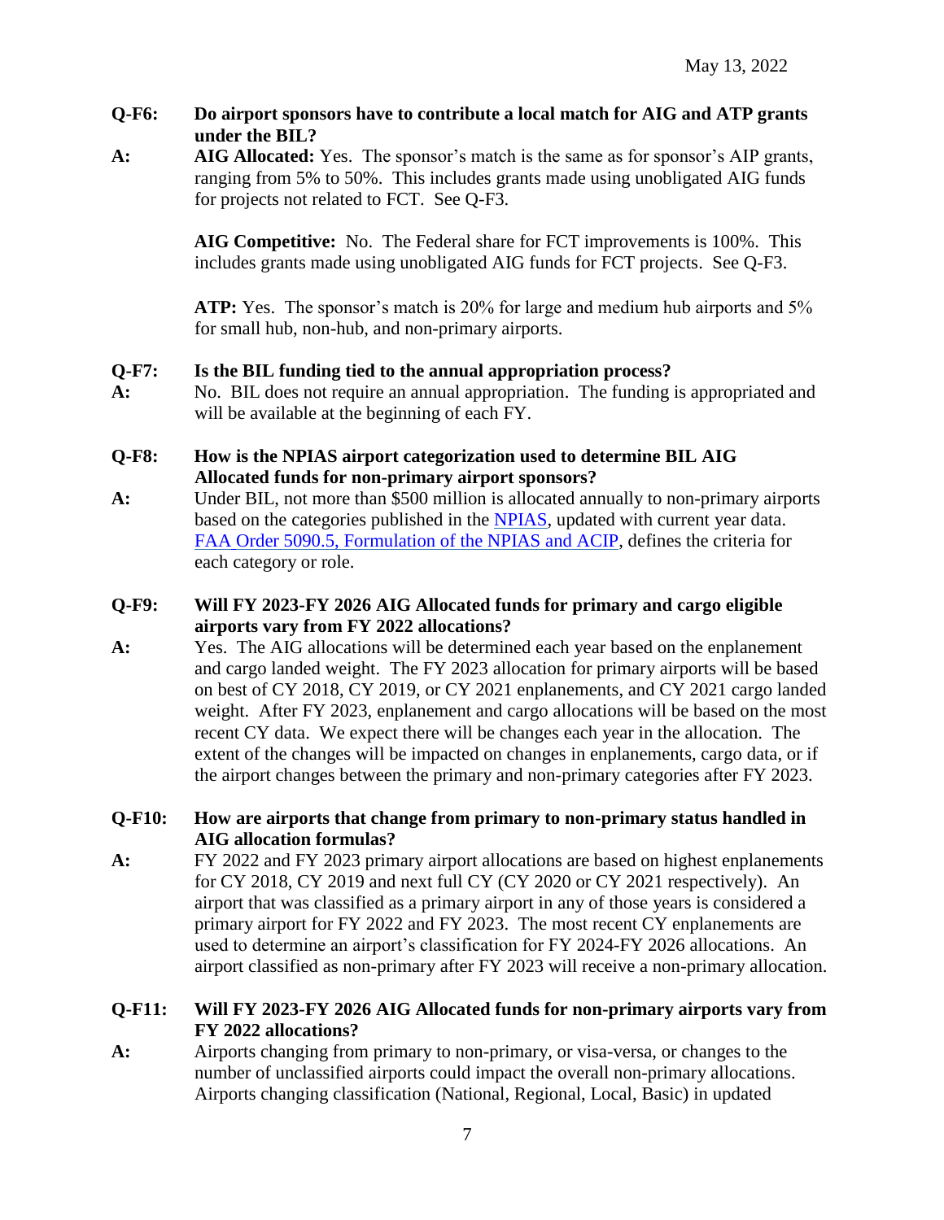**Q-F6: Do airport sponsors have to contribute a local match for AIG and ATP grants under the BIL?**

**A:** **AIG Allocated:** Yes. The sponsor's match is the same as for sponsor's AIP grants, ranging from 5% to 50%. This includes grants made using unobligated AIG funds for projects not related to FCT. See Q-F3.

**AIG Competitive:** No. The Federal share for FCT improvements is 100%. This includes grants made using unobligated AIG funds for FCT projects. See Q-F3.

**ATP:** Yes. The sponsor's match is 20% for large and medium hub airports and 5% for small hub, non-hub, and non-primary airports.

**Q-F7: Is the BIL funding tied to the annual appropriation process?**

**A:** No. BIL does not require an annual appropriation. The funding is appropriated and will be available at the beginning of each FY.

**Q-F8: How is the NPIAS airport categorization used to determine BIL AIG Allocated funds for non-primary airport sponsors?**

**A:** Under BIL, not more than $500 million is allocated annually to non-primary airports based on the categories published in the [NPIAS](), updated with current year data. [FAA Order 5090.5, Formulation of the NPIAS and ACIP](), defines the criteria for each category or role.

**Q-F9: Will FY 2023-FY 2026 AIG Allocated funds for primary and cargo eligible airports vary from FY 2022 allocations?**

**A:** Yes. The AIG allocations will be determined each year based on the enplanement and cargo landed weight. The FY 2023 allocation for primary airports will be based on best of CY 2018, CY 2019, or CY 2021 enplanements, and CY 2021 cargo landed weight. After FY 2023, enplanement and cargo allocations will be based on the most recent CY data. We expect there will be changes each year in the allocation. The extent of the changes will be impacted on changes in enplanements, cargo data, or if the airport changes between the primary and non-primary categories after FY 2023.

**Q-F10: How are airports that change from primary to non-primary status handled in AIG allocation formulas?**

**A:** FY 2022 and FY 2023 primary airport allocations are based on highest enplanements for CY 2018, CY 2019 and next full CY (CY 2020 or CY 2021 respectively). An airport that was classified as a primary airport in any of those years is considered a primary airport for FY 2022 and FY 2023. The most recent CY enplanements are used to determine an airport's classification for FY 2024-FY 2026 allocations. An airport classified as non-primary after FY 2023 will receive a non-primary allocation.

**Q-F11: Will FY 2023-FY 2026 AIG Allocated funds for non-primary airports vary from FY 2022 allocations?**

**A:** Airports changing from primary to non-primary, or visa-versa, or changes to the number of unclassified airports could impact the overall non-primary allocations. Airports changing classification (National, Regional, Local, Basic) in updated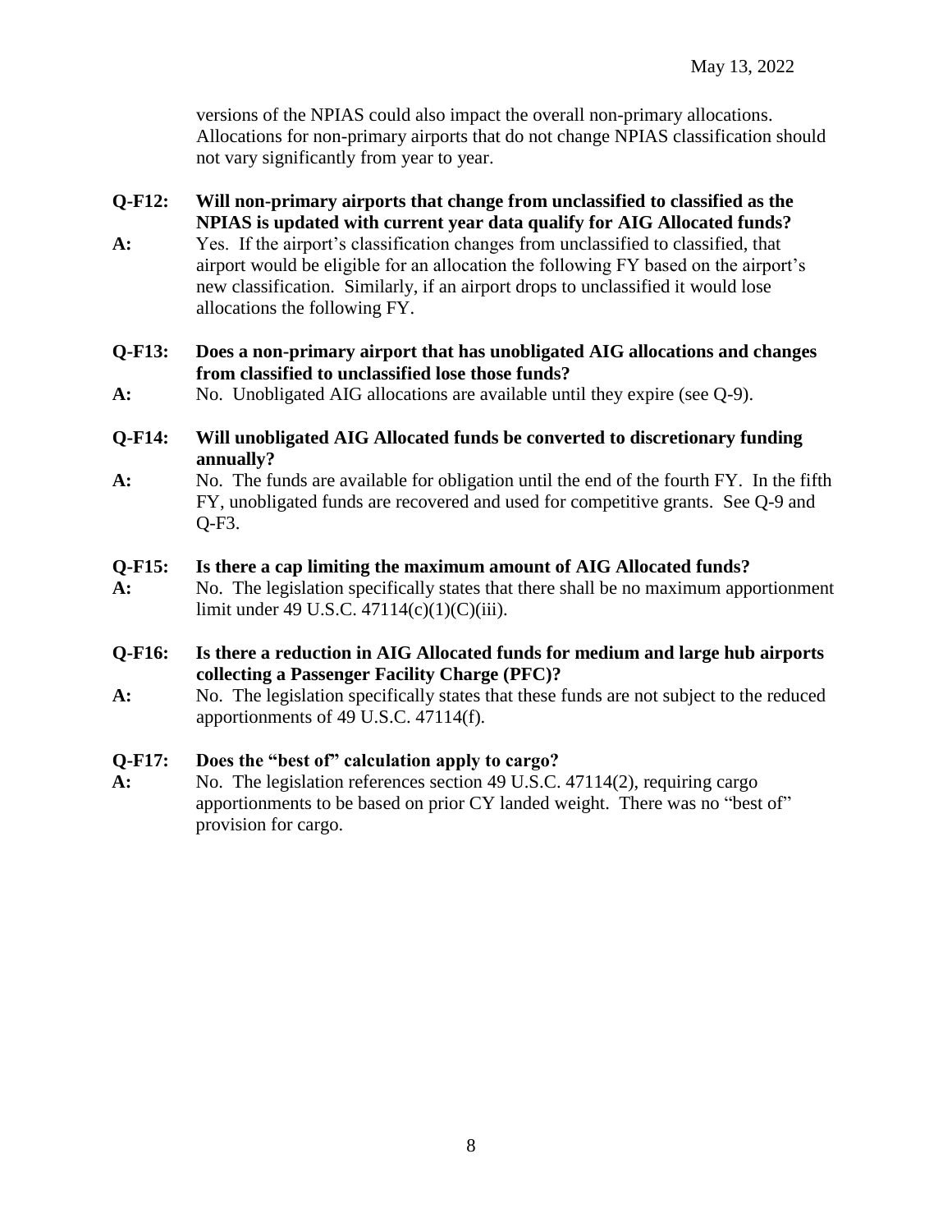versions of the NPIAS could also impact the overall non-primary allocations. Allocations for non-primary airports that do not change NPIAS classification should not vary significantly from year to year.

**Q-F12: Will non-primary airports that change from unclassified to classified as the NPIAS is updated with current year data qualify for AIG Allocated funds?**

**A:** Yes. If the airport's classification changes from unclassified to classified, that airport would be eligible for an allocation the following FY based on the airport's new classification. Similarly, if an airport drops to unclassified it would lose allocations the following FY.

**Q-F13: Does a non-primary airport that has unobligated AIG allocations and changes from classified to unclassified lose those funds?**

**A:** No. Unobligated AIG allocations are available until they expire (see Q-9).

**Q-F14: Will unobligated AIG Allocated funds be converted to discretionary funding annually?**

**A:** No. The funds are available for obligation until the end of the fourth FY. In the fifth FY, unobligated funds are recovered and used for competitive grants. See Q-9 and Q-F3.

**Q-F15: Is there a cap limiting the maximum amount of AIG Allocated funds?**

**A:** No. The legislation specifically states that there shall be no maximum apportionment limit under 49 U.S.C. 47114(c)(1)(C)(iii).

**Q-F16: Is there a reduction in AIG Allocated funds for medium and large hub airports collecting a Passenger Facility Charge (PFC)?**

**A:** No. The legislation specifically states that these funds are not subject to the reduced apportionments of 49 U.S.C. 47114(f).

**Q-F17: Does the "best of" calculation apply to cargo?**

**A:** No. The legislation references section 49 U.S.C. 47114(2), requiring cargo apportionments to be based on prior CY landed weight. There was no "best of" provision for cargo.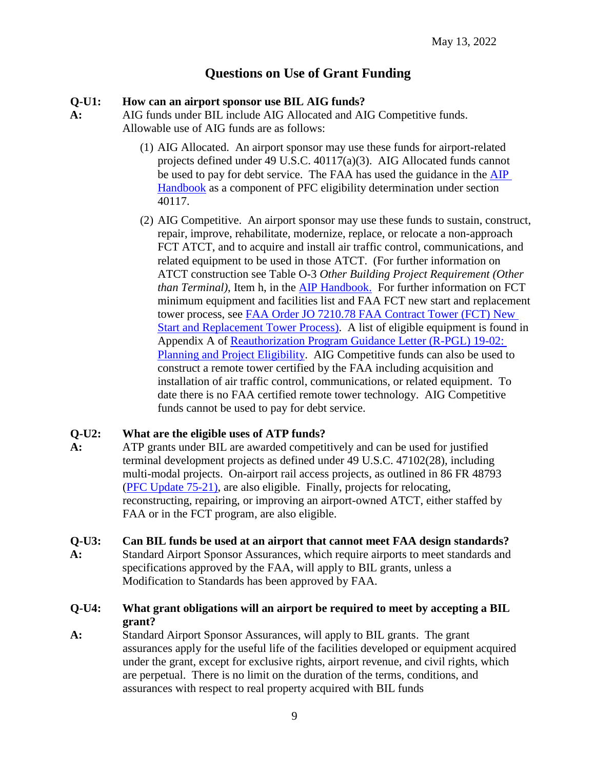May 13, 2022

## Questions on Use of Grant Funding

**Q-U1: How can an airport sponsor use BIL AIG funds?**

**A:** AIG funds under BIL include AIG Allocated and AIG Competitive funds. Allowable use of AIG funds are as follows:

(1) AIG Allocated. An airport sponsor may use these funds for airport-related projects defined under 49 U.S.C. 40117(a)(3). AIG Allocated funds cannot be used to pay for debt service. The FAA has used the guidance in the AIP Handbook as a component of PFC eligibility determination under section 40117.

(2) AIG Competitive. An airport sponsor may use these funds to sustain, construct, repair, improve, rehabilitate, modernize, replace, or relocate a non-approach FCT ATCT, and to acquire and install air traffic control, communications, and related equipment to be used in those ATCT. (For further information on ATCT construction see Table O-3 *Other Building Project Requirement (Other than Terminal)*, Item h, in the AIP Handbook. For further information on FCT minimum equipment and facilities list and FAA FCT new start and replacement tower process, see FAA Order JO 7210.78 FAA Contract Tower (FCT) New Start and Replacement Tower Process). A list of eligible equipment is found in Appendix A of Reauthorization Program Guidance Letter (R-PGL) 19-02: Planning and Project Eligibility. AIG Competitive funds can also be used to construct a remote tower certified by the FAA including acquisition and installation of air traffic control, communications, or related equipment. To date there is no FAA certified remote tower technology. AIG Competitive funds cannot be used to pay for debt service.

**Q-U2: What are the eligible uses of ATP funds?**

**A:** ATP grants under BIL are awarded competitively and can be used for justified terminal development projects as defined under 49 U.S.C. 47102(28), including multi-modal projects. On-airport rail access projects, as outlined in 86 FR 48793 (PFC Update 75-21), are also eligible. Finally, projects for relocating, reconstructing, repairing, or improving an airport-owned ATCT, either staffed by FAA or in the FCT program, are also eligible.

**Q-U3: Can BIL funds be used at an airport that cannot meet FAA design standards?**

**A:** Standard Airport Sponsor Assurances, which require airports to meet standards and specifications approved by the FAA, will apply to BIL grants, unless a Modification to Standards has been approved by FAA.

**Q-U4: What grant obligations will an airport be required to meet by accepting a BIL grant?**

**A:** Standard Airport Sponsor Assurances, will apply to BIL grants. The grant assurances apply for the useful life of the facilities developed or equipment acquired under the grant, except for exclusive rights, airport revenue, and civil rights, which are perpetual. There is no limit on the duration of the terms, conditions, and assurances with respect to real property acquired with BIL funds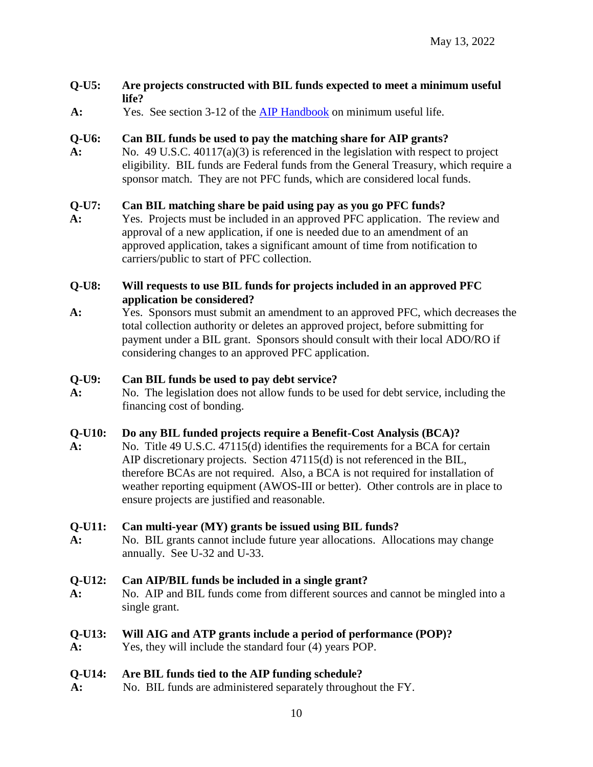**Q-U5: Are projects constructed with BIL funds expected to meet a minimum useful life?**

**A:** Yes. See section 3-12 of the [AIP Handbook] on minimum useful life.

**Q-U6: Can BIL funds be used to pay the matching share for AIP grants?**

**A:** No. 49 U.S.C. 40117(a)(3) is referenced in the legislation with respect to project eligibility. BIL funds are Federal funds from the General Treasury, which require a sponsor match. They are not PFC funds, which are considered local funds.

**Q-U7: Can BIL matching share be paid using pay as you go PFC funds?**

**A:** Yes. Projects must be included in an approved PFC application. The review and approval of a new application, if one is needed due to an amendment of an approved application, takes a significant amount of time from notification to carriers/public to start of PFC collection.

**Q-U8: Will requests to use BIL funds for projects included in an approved PFC application be considered?**

**A:** Yes. Sponsors must submit an amendment to an approved PFC, which decreases the total collection authority or deletes an approved project, before submitting for payment under a BIL grant. Sponsors should consult with their local ADO/RO if considering changes to an approved PFC application.

**Q-U9: Can BIL funds be used to pay debt service?**

**A:** No. The legislation does not allow funds to be used for debt service, including the financing cost of bonding.

**Q-U10: Do any BIL funded projects require a Benefit-Cost Analysis (BCA)?**

**A:** No. Title 49 U.S.C. 47115(d) identifies the requirements for a BCA for certain AIP discretionary projects. Section 47115(d) is not referenced in the BIL, therefore BCAs are not required. Also, a BCA is not required for installation of weather reporting equipment (AWOS-III or better). Other controls are in place to ensure projects are justified and reasonable.

**Q-U11: Can multi-year (MY) grants be issued using BIL funds?**

**A:** No. BIL grants cannot include future year allocations. Allocations may change annually. See U-32 and U-33.

**Q-U12: Can AIP/BIL funds be included in a single grant?**

**A:** No. AIP and BIL funds come from different sources and cannot be mingled into a single grant.

**Q-U13: Will AIG and ATP grants include a period of performance (POP)?**

**A:** Yes, they will include the standard four (4) years POP.

**Q-U14: Are BIL funds tied to the AIP funding schedule?**

**A:** No. BIL funds are administered separately throughout the FY.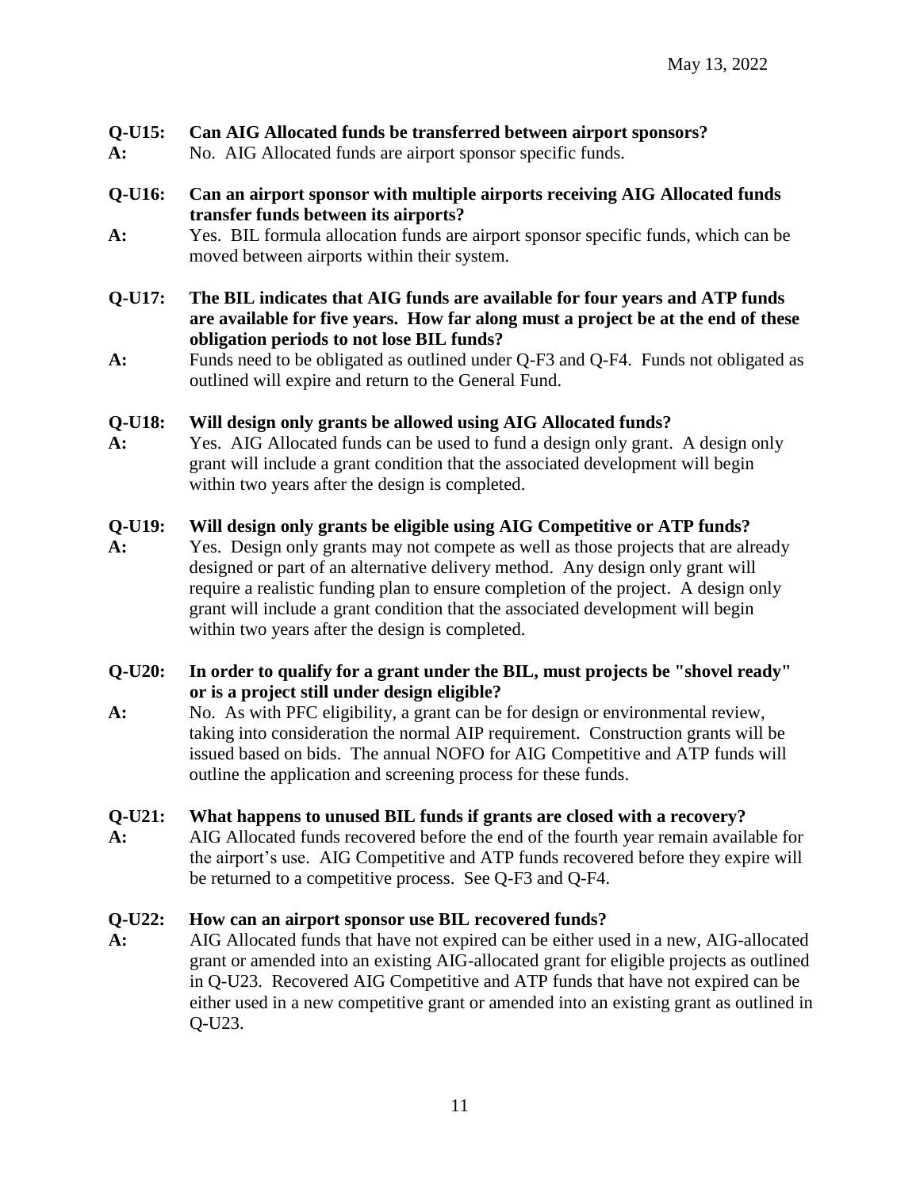**Q-U15: Can AIG Allocated funds be transferred between airport sponsors?**

**A:** No. AIG Allocated funds are airport sponsor specific funds.

**Q-U16: Can an airport sponsor with multiple airports receiving AIG Allocated funds transfer funds between its airports?**

**A:** Yes. BIL formula allocation funds are airport sponsor specific funds, which can be moved between airports within their system.

**Q-U17: The BIL indicates that AIG funds are available for four years and ATP funds are available for five years. How far along must a project be at the end of these obligation periods to not lose BIL funds?**

**A:** Funds need to be obligated as outlined under Q-F3 and Q-F4. Funds not obligated as outlined will expire and return to the General Fund.

**Q-U18: Will design only grants be allowed using AIG Allocated funds?**

**A:** Yes. AIG Allocated funds can be used to fund a design only grant. A design only grant will include a grant condition that the associated development will begin within two years after the design is completed.

**Q-U19: Will design only grants be eligible using AIG Competitive or ATP funds?**

**A:** Yes. Design only grants may not compete as well as those projects that are already designed or part of an alternative delivery method. Any design only grant will require a realistic funding plan to ensure completion of the project. A design only grant will include a grant condition that the associated development will begin within two years after the design is completed.

**Q-U20: In order to qualify for a grant under the BIL, must projects be "shovel ready" or is a project still under design eligible?**

**A:** No. As with PFC eligibility, a grant can be for design or environmental review, taking into consideration the normal AIP requirement. Construction grants will be issued based on bids. The annual NOFO for AIG Competitive and ATP funds will outline the application and screening process for these funds.

**Q-U21: What happens to unused BIL funds if grants are closed with a recovery?**

**A:** AIG Allocated funds recovered before the end of the fourth year remain available for the airport's use. AIG Competitive and ATP funds recovered before they expire will be returned to a competitive process. See Q-F3 and Q-F4.

**Q-U22: How can an airport sponsor use BIL recovered funds?**

**A:** AIG Allocated funds that have not expired can be either used in a new, AIG-allocated grant or amended into an existing AIG-allocated grant for eligible projects as outlined in Q-U23. Recovered AIG Competitive and ATP funds that have not expired can be either used in a new competitive grant or amended into an existing grant as outlined in Q-U23.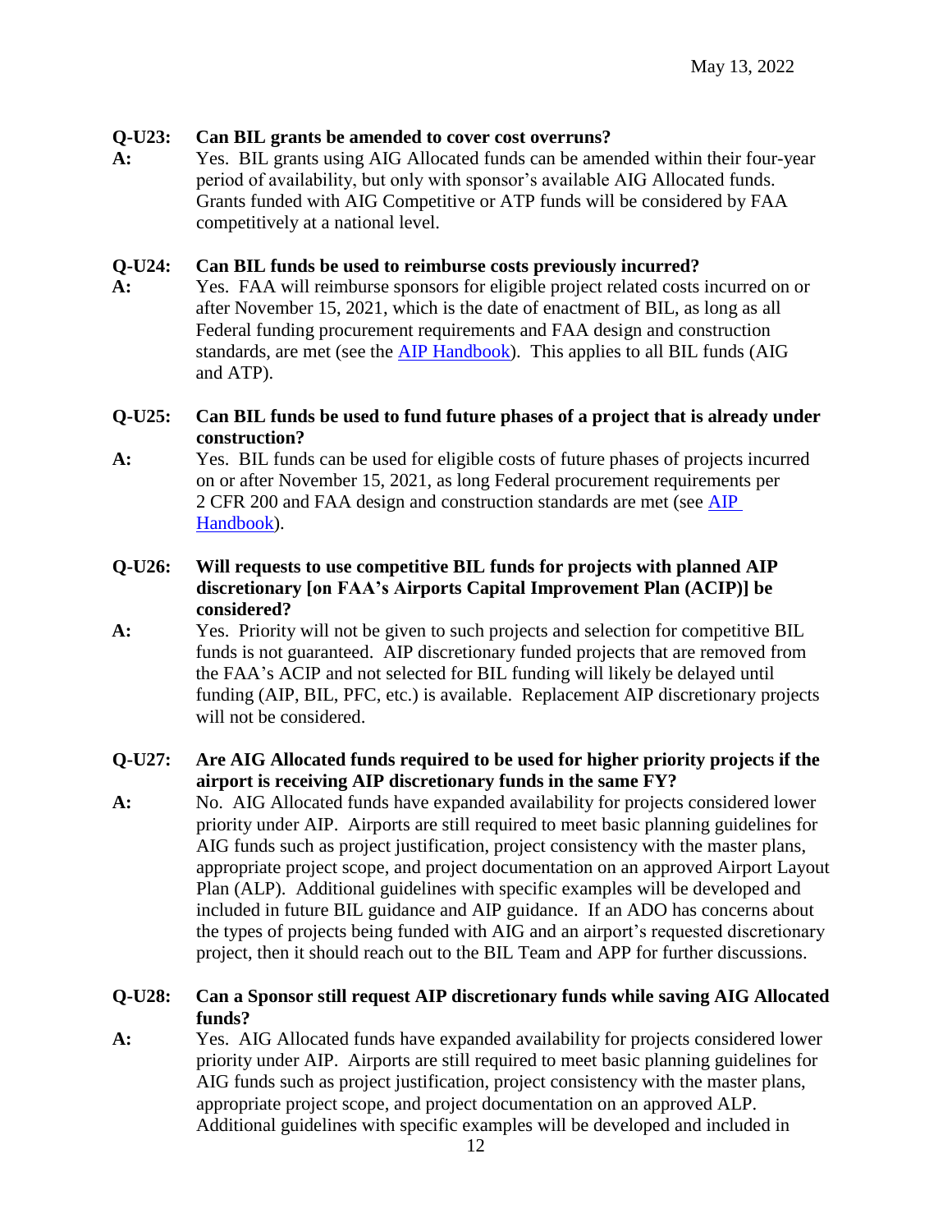**Q-U23: Can BIL grants be amended to cover cost overruns?**

**A:** Yes. BIL grants using AIG Allocated funds can be amended within their four-year period of availability, but only with sponsor's available AIG Allocated funds. Grants funded with AIG Competitive or ATP funds will be considered by FAA competitively at a national level.

**Q-U24: Can BIL funds be used to reimburse costs previously incurred?**

**A:** Yes. FAA will reimburse sponsors for eligible project related costs incurred on or after November 15, 2021, which is the date of enactment of BIL, as long as all Federal funding procurement requirements and FAA design and construction standards, are met (see the AIP Handbook). This applies to all BIL funds (AIG and ATP).

**Q-U25: Can BIL funds be used to fund future phases of a project that is already under construction?**

**A:** Yes. BIL funds can be used for eligible costs of future phases of projects incurred on or after November 15, 2021, as long Federal procurement requirements per 2 CFR 200 and FAA design and construction standards are met (see AIP Handbook).

**Q-U26: Will requests to use competitive BIL funds for projects with planned AIP discretionary [on FAA's Airports Capital Improvement Plan (ACIP)] be considered?**

**A:** Yes. Priority will not be given to such projects and selection for competitive BIL funds is not guaranteed. AIP discretionary funded projects that are removed from the FAA's ACIP and not selected for BIL funding will likely be delayed until funding (AIP, BIL, PFC, etc.) is available. Replacement AIP discretionary projects will not be considered.

**Q-U27: Are AIG Allocated funds required to be used for higher priority projects if the airport is receiving AIP discretionary funds in the same FY?**

**A:** No. AIG Allocated funds have expanded availability for projects considered lower priority under AIP. Airports are still required to meet basic planning guidelines for AIG funds such as project justification, project consistency with the master plans, appropriate project scope, and project documentation on an approved Airport Layout Plan (ALP). Additional guidelines with specific examples will be developed and included in future BIL guidance and AIP guidance. If an ADO has concerns about the types of projects being funded with AIG and an airport's requested discretionary project, then it should reach out to the BIL Team and APP for further discussions.

**Q-U28: Can a Sponsor still request AIP discretionary funds while saving AIG Allocated funds?**

**A:** Yes. AIG Allocated funds have expanded availability for projects considered lower priority under AIP. Airports are still required to meet basic planning guidelines for AIG funds such as project justification, project consistency with the master plans, appropriate project scope, and project documentation on an approved ALP. Additional guidelines with specific examples will be developed and included in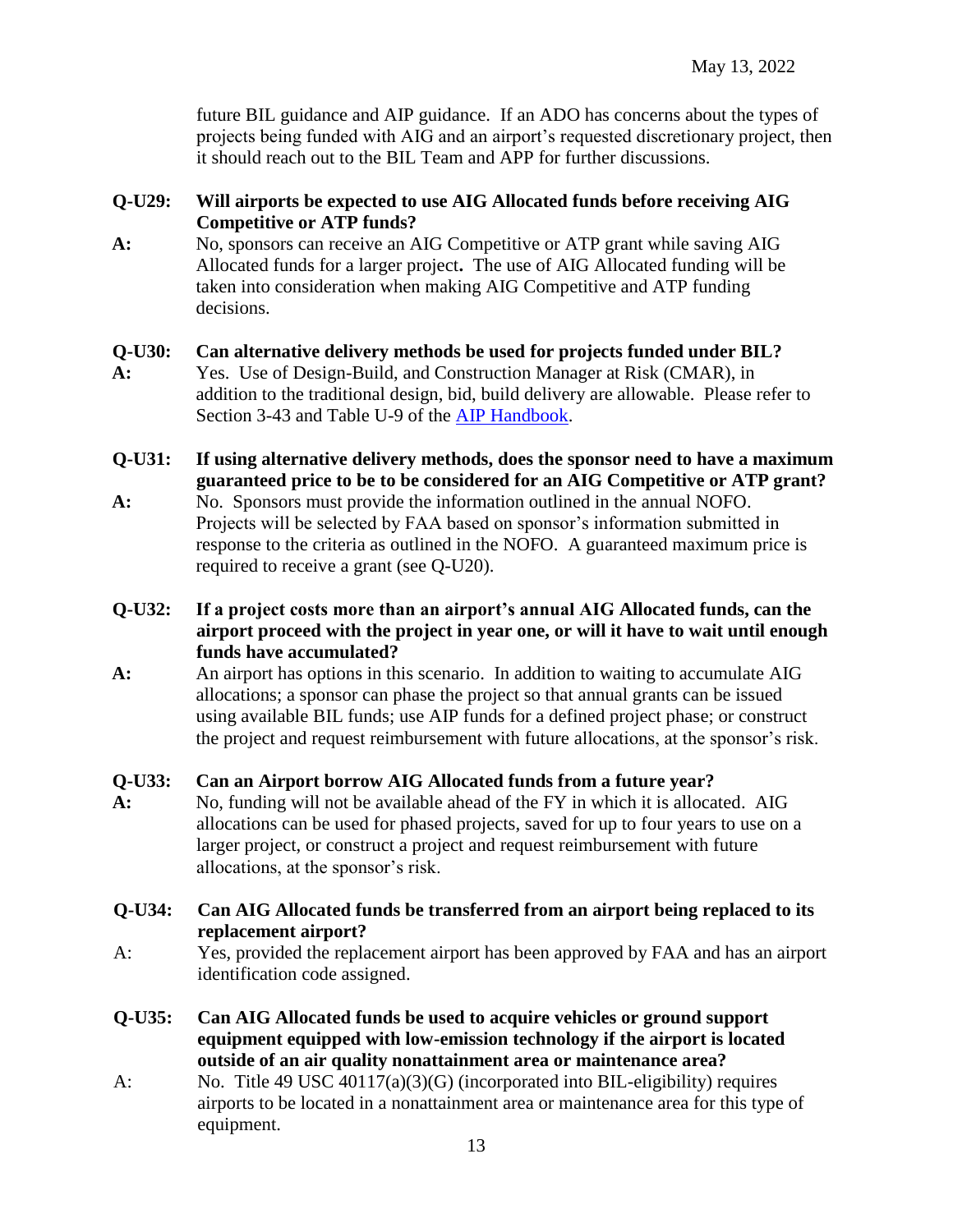future BIL guidance and AIP guidance. If an ADO has concerns about the types of projects being funded with AIG and an airport's requested discretionary project, then it should reach out to the BIL Team and APP for further discussions.

**Q-U29: Will airports be expected to use AIG Allocated funds before receiving AIG Competitive or ATP funds?**

**A:** No, sponsors can receive an AIG Competitive or ATP grant while saving AIG Allocated funds for a larger project**.** The use of AIG Allocated funding will be taken into consideration when making AIG Competitive and ATP funding decisions.

**Q-U30: Can alternative delivery methods be used for projects funded under BIL?**

**A:** Yes. Use of Design-Build, and Construction Manager at Risk (CMAR), in addition to the traditional design, bid, build delivery are allowable. Please refer to Section 3-43 and Table U-9 of the [AIP Handbook](AIP Handbook).

**Q-U31: If using alternative delivery methods, does the sponsor need to have a maximum guaranteed price to be to be considered for an AIG Competitive or ATP grant?**

**A:** No. Sponsors must provide the information outlined in the annual NOFO. Projects will be selected by FAA based on sponsor's information submitted in response to the criteria as outlined in the NOFO. A guaranteed maximum price is required to receive a grant (see Q-U20).

**Q-U32: If a project costs more than an airport's annual AIG Allocated funds, can the airport proceed with the project in year one, or will it have to wait until enough funds have accumulated?**

**A:** An airport has options in this scenario. In addition to waiting to accumulate AIG allocations; a sponsor can phase the project so that annual grants can be issued using available BIL funds; use AIP funds for a defined project phase; or construct the project and request reimbursement with future allocations, at the sponsor's risk.

**Q-U33: Can an Airport borrow AIG Allocated funds from a future year?**

**A:** No, funding will not be available ahead of the FY in which it is allocated. AIG allocations can be used for phased projects, saved for up to four years to use on a larger project, or construct a project and request reimbursement with future allocations, at the sponsor's risk.

**Q-U34: Can AIG Allocated funds be transferred from an airport being replaced to its replacement airport?**

A: Yes, provided the replacement airport has been approved by FAA and has an airport identification code assigned.

**Q-U35: Can AIG Allocated funds be used to acquire vehicles or ground support equipment equipped with low-emission technology if the airport is located outside of an air quality nonattainment area or maintenance area?**

A: No. Title 49 USC 40117(a)(3)(G) (incorporated into BIL-eligibility) requires airports to be located in a nonattainment area or maintenance area for this type of equipment.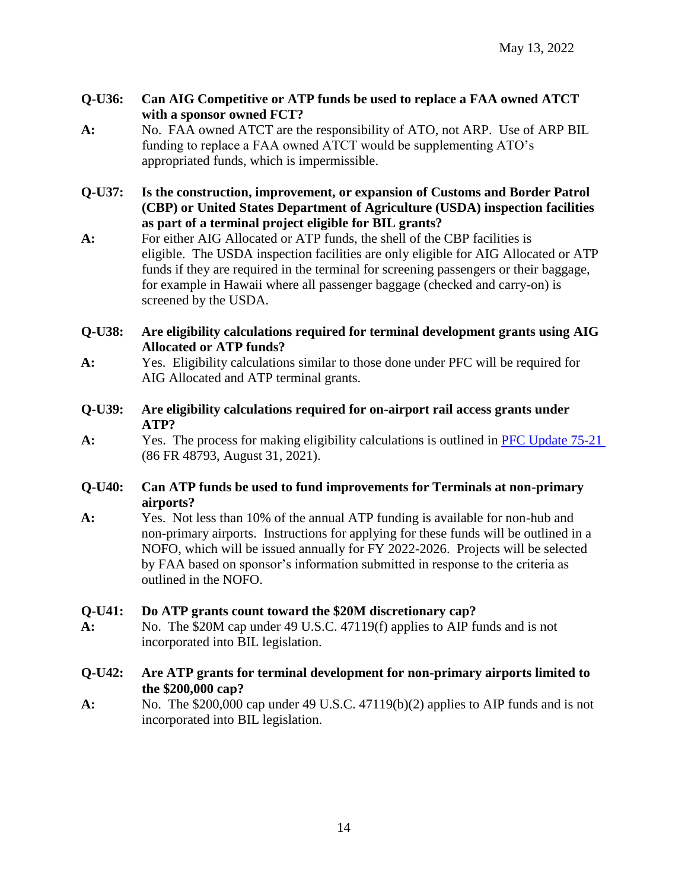**Q-U36: Can AIG Competitive or ATP funds be used to replace a FAA owned ATCT with a sponsor owned FCT?**

**A:** No. FAA owned ATCT are the responsibility of ATO, not ARP. Use of ARP BIL funding to replace a FAA owned ATCT would be supplementing ATO's appropriated funds, which is impermissible.

**Q-U37: Is the construction, improvement, or expansion of Customs and Border Patrol (CBP) or United States Department of Agriculture (USDA) inspection facilities as part of a terminal project eligible for BIL grants?**

**A:** For either AIG Allocated or ATP funds, the shell of the CBP facilities is eligible. The USDA inspection facilities are only eligible for AIG Allocated or ATP funds if they are required in the terminal for screening passengers or their baggage, for example in Hawaii where all passenger baggage (checked and carry-on) is screened by the USDA.

**Q-U38: Are eligibility calculations required for terminal development grants using AIG Allocated or ATP funds?**

**A:** Yes. Eligibility calculations similar to those done under PFC will be required for AIG Allocated and ATP terminal grants.

**Q-U39: Are eligibility calculations required for on-airport rail access grants under ATP?**

**A:** Yes. The process for making eligibility calculations is outlined in PFC Update 75-21 (86 FR 48793, August 31, 2021).

**Q-U40: Can ATP funds be used to fund improvements for Terminals at non-primary airports?**

**A:** Yes. Not less than 10% of the annual ATP funding is available for non-hub and non-primary airports. Instructions for applying for these funds will be outlined in a NOFO, which will be issued annually for FY 2022-2026. Projects will be selected by FAA based on sponsor's information submitted in response to the criteria as outlined in the NOFO.

**Q-U41: Do ATP grants count toward the $20M discretionary cap?**

**A:** No. The $20M cap under 49 U.S.C. 47119(f) applies to AIP funds and is not incorporated into BIL legislation.

**Q-U42: Are ATP grants for terminal development for non-primary airports limited to the $200,000 cap?**

**A:** No. The $200,000 cap under 49 U.S.C. 47119(b)(2) applies to AIP funds and is not incorporated into BIL legislation.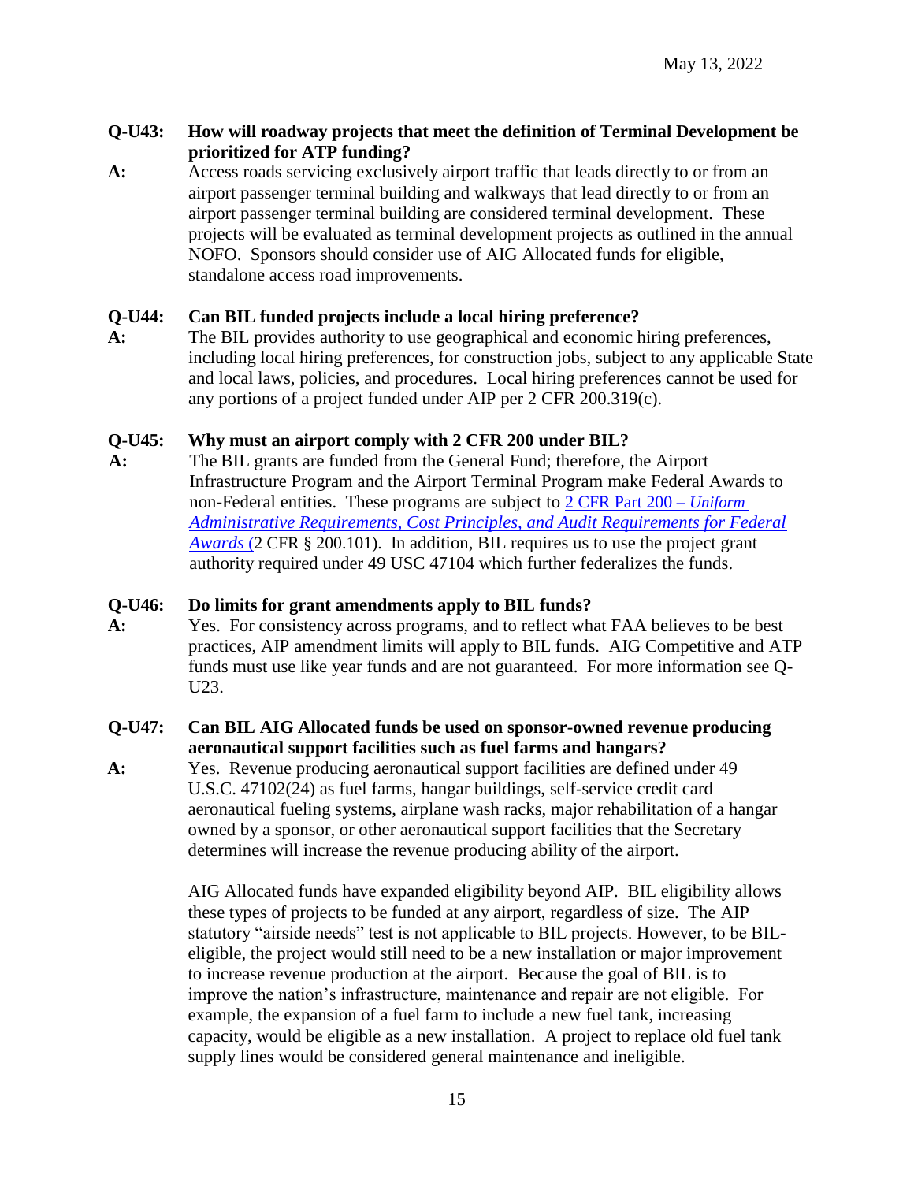**Q-U43: How will roadway projects that meet the definition of Terminal Development be prioritized for ATP funding?**

**A:** Access roads servicing exclusively airport traffic that leads directly to or from an airport passenger terminal building and walkways that lead directly to or from an airport passenger terminal building are considered terminal development. These projects will be evaluated as terminal development projects as outlined in the annual NOFO. Sponsors should consider use of AIG Allocated funds for eligible, standalone access road improvements.

**Q-U44: Can BIL funded projects include a local hiring preference?**

**A:** The BIL provides authority to use geographical and economic hiring preferences, including local hiring preferences, for construction jobs, subject to any applicable State and local laws, policies, and procedures. Local hiring preferences cannot be used for any portions of a project funded under AIP per 2 CFR 200.319(c).

**Q-U45: Why must an airport comply with 2 CFR 200 under BIL?**

**A:** The BIL grants are funded from the General Fund; therefore, the Airport Infrastructure Program and the Airport Terminal Program make Federal Awards to non-Federal entities. These programs are subject to 2 CFR Part 200 – *Uniform Administrative Requirements, Cost Principles, and Audit Requirements for Federal Awards* (2 CFR § 200.101). In addition, BIL requires us to use the project grant authority required under 49 USC 47104 which further federalizes the funds.

**Q-U46: Do limits for grant amendments apply to BIL funds?**

**A:** Yes. For consistency across programs, and to reflect what FAA believes to be best practices, AIP amendment limits will apply to BIL funds. AIG Competitive and ATP funds must use like year funds and are not guaranteed. For more information see Q-U23.

**Q-U47: Can BIL AIG Allocated funds be used on sponsor-owned revenue producing aeronautical support facilities such as fuel farms and hangars?**

**A:** Yes. Revenue producing aeronautical support facilities are defined under 49 U.S.C. 47102(24) as fuel farms, hangar buildings, self-service credit card aeronautical fueling systems, airplane wash racks, major rehabilitation of a hangar owned by a sponsor, or other aeronautical support facilities that the Secretary determines will increase the revenue producing ability of the airport.

AIG Allocated funds have expanded eligibility beyond AIP. BIL eligibility allows these types of projects to be funded at any airport, regardless of size. The AIP statutory "airside needs" test is not applicable to BIL projects. However, to be BIL-eligible, the project would still need to be a new installation or major improvement to increase revenue production at the airport. Because the goal of BIL is to improve the nation's infrastructure, maintenance and repair are not eligible. For example, the expansion of a fuel farm to include a new fuel tank, increasing capacity, would be eligible as a new installation. A project to replace old fuel tank supply lines would be considered general maintenance and ineligible.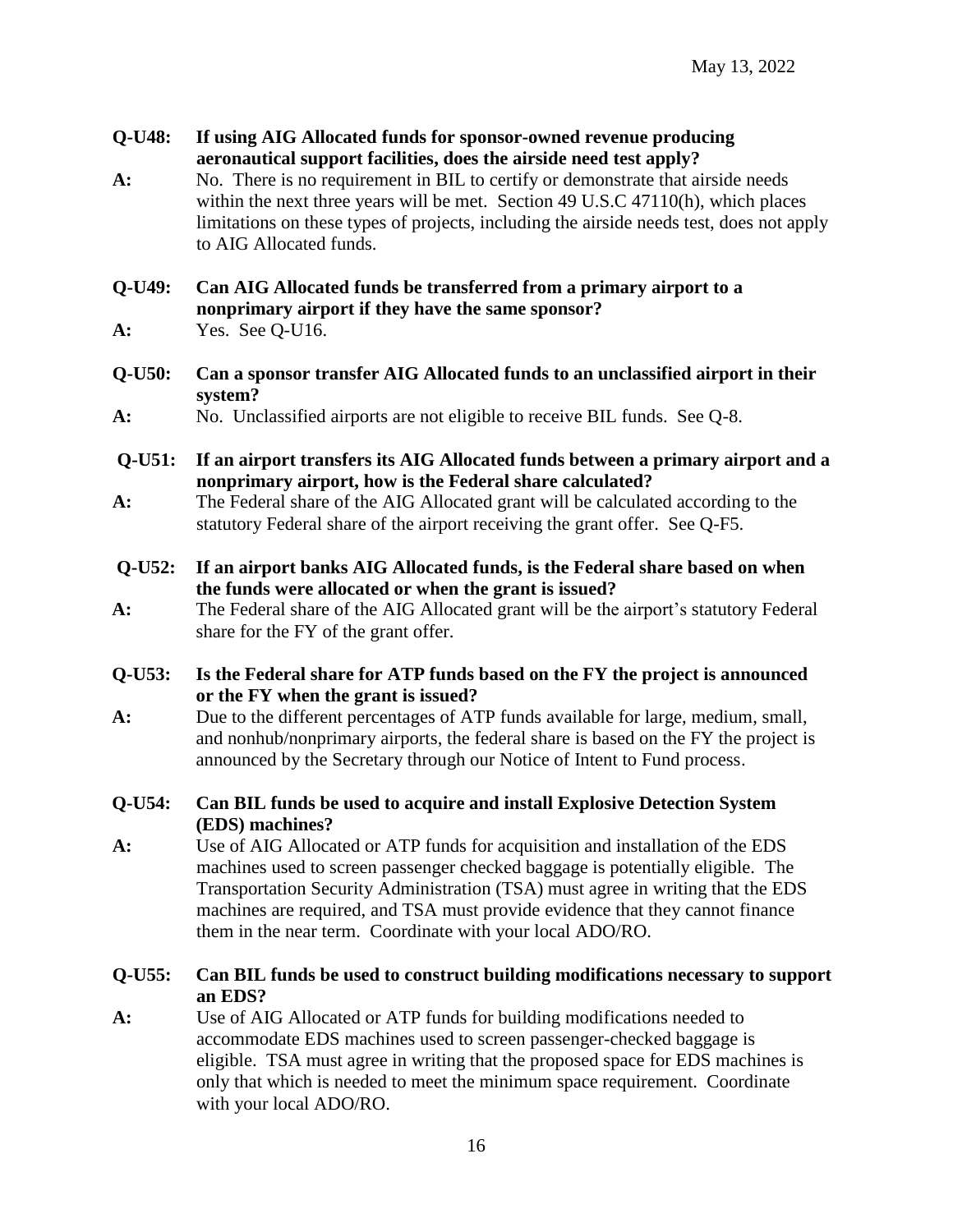**Q-U48: If using AIG Allocated funds for sponsor-owned revenue producing aeronautical support facilities, does the airside need test apply?**

**A:** No. There is no requirement in BIL to certify or demonstrate that airside needs within the next three years will be met. Section 49 U.S.C 47110(h), which places limitations on these types of projects, including the airside needs test, does not apply to AIG Allocated funds.

**Q-U49: Can AIG Allocated funds be transferred from a primary airport to a nonprimary airport if they have the same sponsor?**

**A:** Yes. See Q-U16.

**Q-U50: Can a sponsor transfer AIG Allocated funds to an unclassified airport in their system?**

**A:** No. Unclassified airports are not eligible to receive BIL funds. See Q-8.

**Q-U51: If an airport transfers its AIG Allocated funds between a primary airport and a nonprimary airport, how is the Federal share calculated?**

**A:** The Federal share of the AIG Allocated grant will be calculated according to the statutory Federal share of the airport receiving the grant offer. See Q-F5.

**Q-U52: If an airport banks AIG Allocated funds, is the Federal share based on when the funds were allocated or when the grant is issued?**

**A:** The Federal share of the AIG Allocated grant will be the airport's statutory Federal share for the FY of the grant offer.

**Q-U53: Is the Federal share for ATP funds based on the FY the project is announced or the FY when the grant is issued?**

**A:** Due to the different percentages of ATP funds available for large, medium, small, and nonhub/nonprimary airports, the federal share is based on the FY the project is announced by the Secretary through our Notice of Intent to Fund process.

**Q-U54: Can BIL funds be used to acquire and install Explosive Detection System (EDS) machines?**

**A:** Use of AIG Allocated or ATP funds for acquisition and installation of the EDS machines used to screen passenger checked baggage is potentially eligible. The Transportation Security Administration (TSA) must agree in writing that the EDS machines are required, and TSA must provide evidence that they cannot finance them in the near term. Coordinate with your local ADO/RO.

**Q-U55: Can BIL funds be used to construct building modifications necessary to support an EDS?**

**A:** Use of AIG Allocated or ATP funds for building modifications needed to accommodate EDS machines used to screen passenger-checked baggage is eligible. TSA must agree in writing that the proposed space for EDS machines is only that which is needed to meet the minimum space requirement. Coordinate with your local ADO/RO.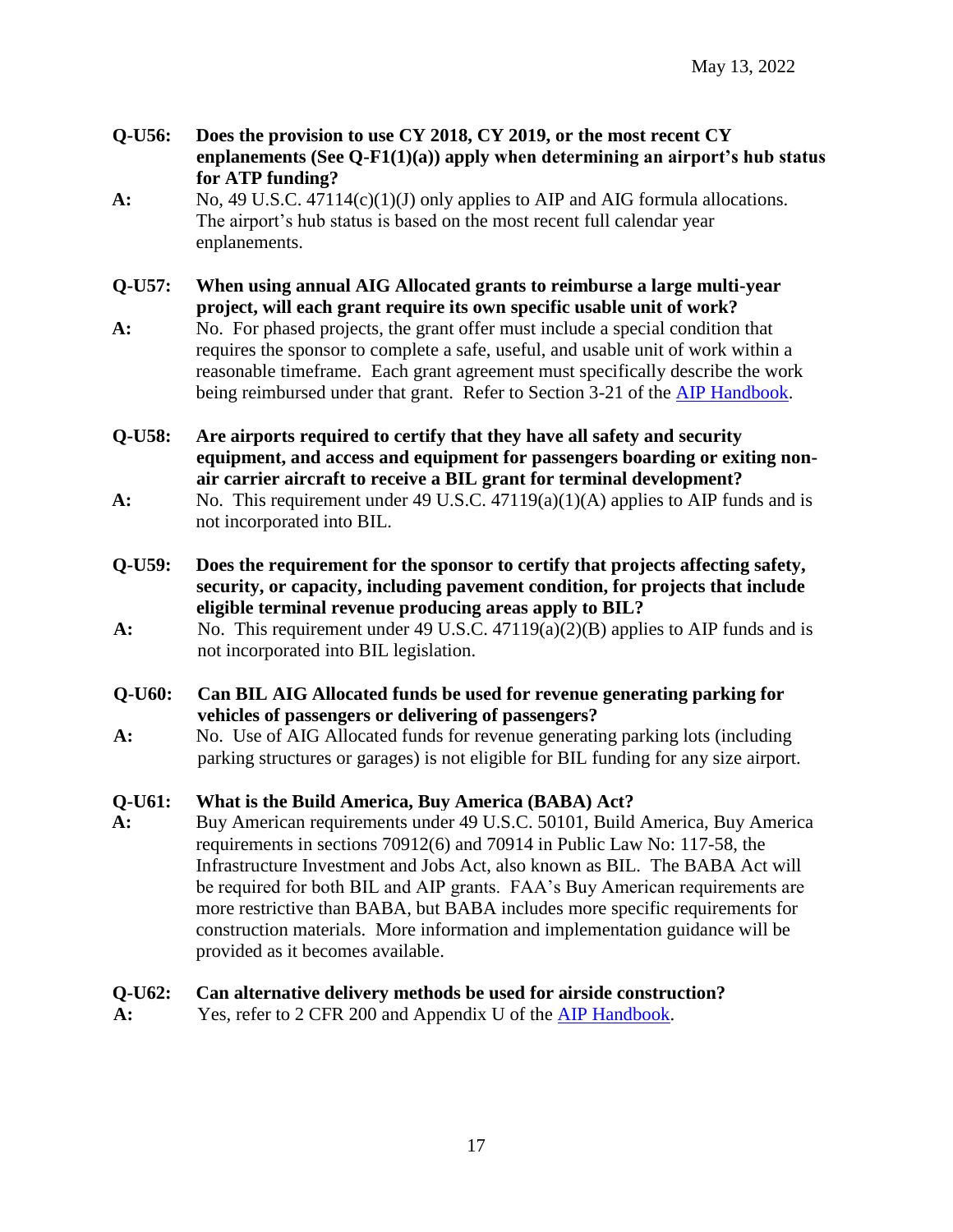**Q-U56: Does the provision to use CY 2018, CY 2019, or the most recent CY enplanements (See Q-F1(1)(a)) apply when determining an airport's hub status for ATP funding?**

**A:** No, 49 U.S.C. 47114(c)(1)(J) only applies to AIP and AIG formula allocations. The airport's hub status is based on the most recent full calendar year enplanements.

**Q-U57: When using annual AIG Allocated grants to reimburse a large multi-year project, will each grant require its own specific usable unit of work?**

**A:** No. For phased projects, the grant offer must include a special condition that requires the sponsor to complete a safe, useful, and usable unit of work within a reasonable timeframe. Each grant agreement must specifically describe the work being reimbursed under that grant. Refer to Section 3-21 of the [AIP Handbook](#).

**Q-U58: Are airports required to certify that they have all safety and security equipment, and access and equipment for passengers boarding or exiting non-air carrier aircraft to receive a BIL grant for terminal development?**

**A:** No. This requirement under 49 U.S.C. 47119(a)(1)(A) applies to AIP funds and is not incorporated into BIL.

**Q-U59: Does the requirement for the sponsor to certify that projects affecting safety, security, or capacity, including pavement condition, for projects that include eligible terminal revenue producing areas apply to BIL?**

**A:** No. This requirement under 49 U.S.C. 47119(a)(2)(B) applies to AIP funds and is not incorporated into BIL legislation.

**Q-U60: Can BIL AIG Allocated funds be used for revenue generating parking for vehicles of passengers or delivering of passengers?**

**A:** No. Use of AIG Allocated funds for revenue generating parking lots (including parking structures or garages) is not eligible for BIL funding for any size airport.

**Q-U61: What is the Build America, Buy America (BABA) Act?**

**A:** Buy American requirements under 49 U.S.C. 50101, Build America, Buy America requirements in sections 70912(6) and 70914 in Public Law No: 117-58, the Infrastructure Investment and Jobs Act, also known as BIL. The BABA Act will be required for both BIL and AIP grants. FAA's Buy American requirements are more restrictive than BABA, but BABA includes more specific requirements for construction materials. More information and implementation guidance will be provided as it becomes available.

**Q-U62: Can alternative delivery methods be used for airside construction?**

**A:** Yes, refer to 2 CFR 200 and Appendix U of the [AIP Handbook](#).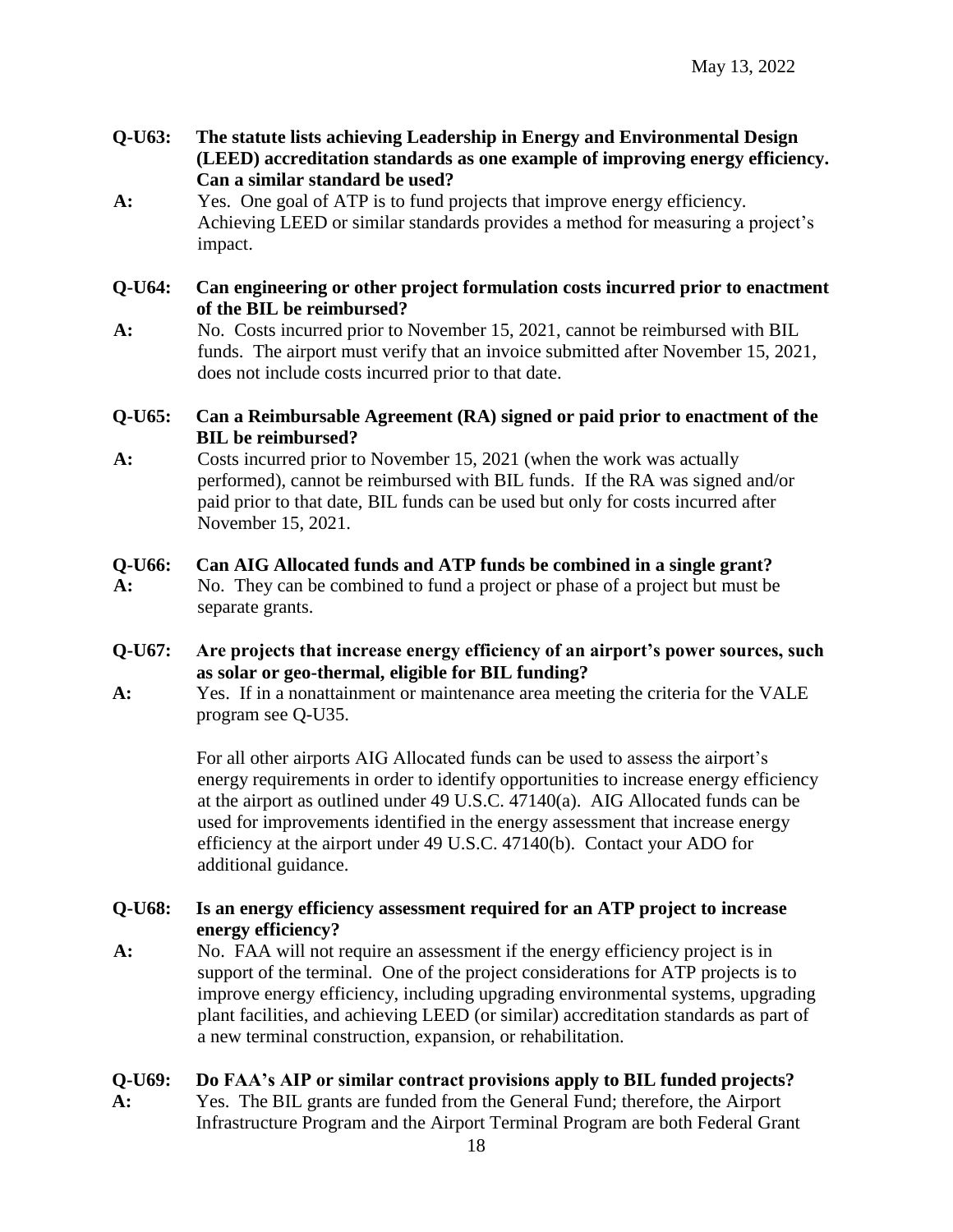**Q-U63: The statute lists achieving Leadership in Energy and Environmental Design (LEED) accreditation standards as one example of improving energy efficiency. Can a similar standard be used?**

**A:** Yes. One goal of ATP is to fund projects that improve energy efficiency. Achieving LEED or similar standards provides a method for measuring a project's impact.

**Q-U64: Can engineering or other project formulation costs incurred prior to enactment of the BIL be reimbursed?**

**A:** No. Costs incurred prior to November 15, 2021, cannot be reimbursed with BIL funds. The airport must verify that an invoice submitted after November 15, 2021, does not include costs incurred prior to that date.

**Q-U65: Can a Reimbursable Agreement (RA) signed or paid prior to enactment of the BIL be reimbursed?**

**A:** Costs incurred prior to November 15, 2021 (when the work was actually performed), cannot be reimbursed with BIL funds. If the RA was signed and/or paid prior to that date, BIL funds can be used but only for costs incurred after November 15, 2021.

**Q-U66: Can AIG Allocated funds and ATP funds be combined in a single grant?**

**A:** No. They can be combined to fund a project or phase of a project but must be separate grants.

**Q-U67: Are projects that increase energy efficiency of an airport's power sources, such as solar or geo-thermal, eligible for BIL funding?**

**A:** Yes. If in a nonattainment or maintenance area meeting the criteria for the VALE program see Q-U35.

For all other airports AIG Allocated funds can be used to assess the airport's energy requirements in order to identify opportunities to increase energy efficiency at the airport as outlined under 49 U.S.C. 47140(a). AIG Allocated funds can be used for improvements identified in the energy assessment that increase energy efficiency at the airport under 49 U.S.C. 47140(b). Contact your ADO for additional guidance.

**Q-U68: Is an energy efficiency assessment required for an ATP project to increase energy efficiency?**

**A:** No. FAA will not require an assessment if the energy efficiency project is in support of the terminal. One of the project considerations for ATP projects is to improve energy efficiency, including upgrading environmental systems, upgrading plant facilities, and achieving LEED (or similar) accreditation standards as part of a new terminal construction, expansion, or rehabilitation.

**Q-U69: Do FAA's AIP or similar contract provisions apply to BIL funded projects?**

**A:** Yes. The BIL grants are funded from the General Fund; therefore, the Airport Infrastructure Program and the Airport Terminal Program are both Federal Grant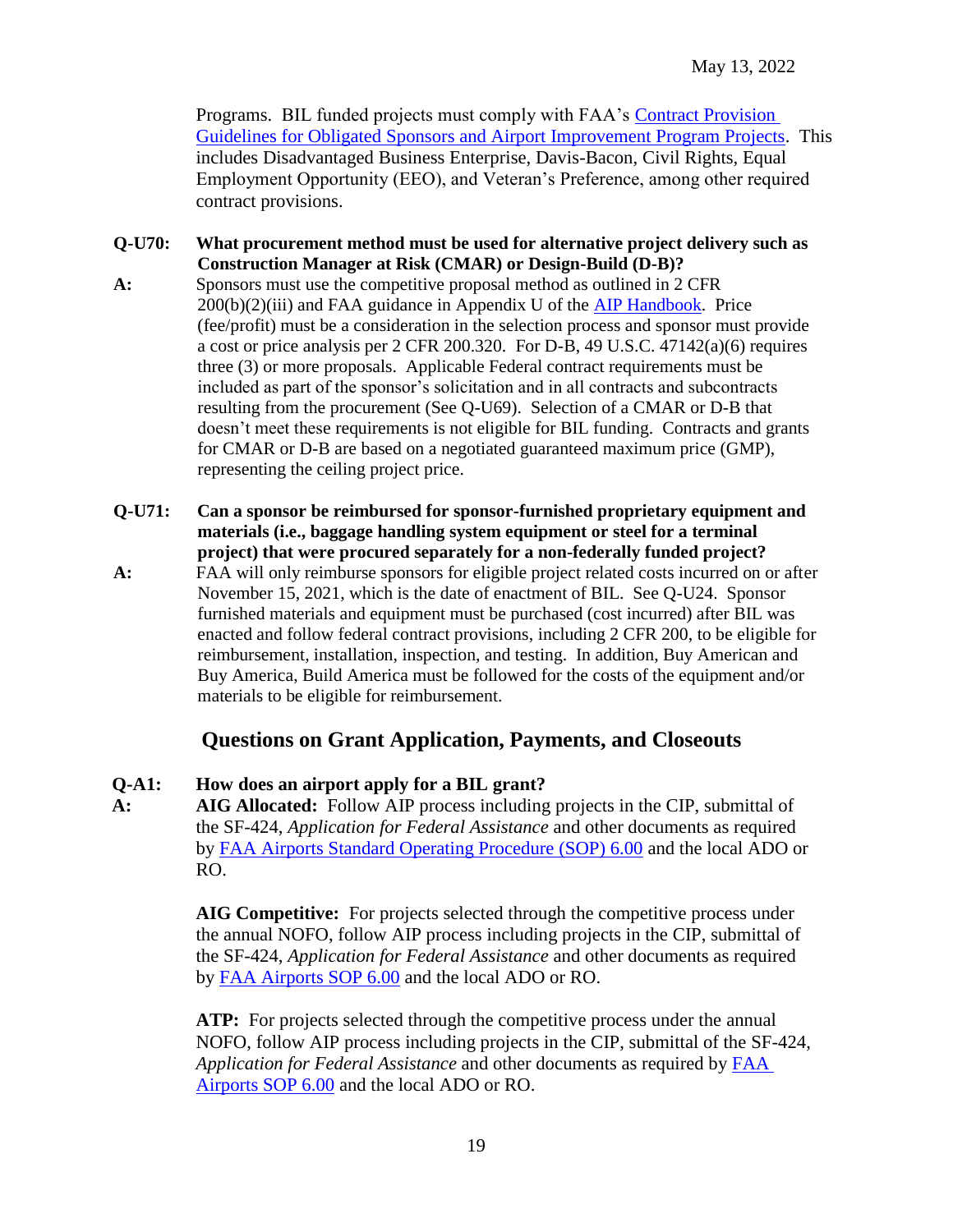Programs. BIL funded projects must comply with FAA's [Contract Provision Guidelines for Obligated Sponsors and Airport Improvement Program Projects](). This includes Disadvantaged Business Enterprise, Davis-Bacon, Civil Rights, Equal Employment Opportunity (EEO), and Veteran's Preference, among other required contract provisions.

**Q-U70: What procurement method must be used for alternative project delivery such as Construction Manager at Risk (CMAR) or Design-Build (D-B)?**

**A:** Sponsors must use the competitive proposal method as outlined in 2 CFR 200(b)(2)(iii) and FAA guidance in Appendix U of the [AIP Handbook](). Price (fee/profit) must be a consideration in the selection process and sponsor must provide a cost or price analysis per 2 CFR 200.320. For D-B, 49 U.S.C. 47142(a)(6) requires three (3) or more proposals. Applicable Federal contract requirements must be included as part of the sponsor's solicitation and in all contracts and subcontracts resulting from the procurement (See Q-U69). Selection of a CMAR or D-B that doesn't meet these requirements is not eligible for BIL funding. Contracts and grants for CMAR or D-B are based on a negotiated guaranteed maximum price (GMP), representing the ceiling project price.

**Q-U71: Can a sponsor be reimbursed for sponsor-furnished proprietary equipment and materials (i.e., baggage handling system equipment or steel for a terminal project) that were procured separately for a non-federally funded project?**

**A:** FAA will only reimburse sponsors for eligible project related costs incurred on or after November 15, 2021, which is the date of enactment of BIL. See Q-U24. Sponsor furnished materials and equipment must be purchased (cost incurred) after BIL was enacted and follow federal contract provisions, including 2 CFR 200, to be eligible for reimbursement, installation, inspection, and testing. In addition, Buy American and Buy America, Build America must be followed for the costs of the equipment and/or materials to be eligible for reimbursement.

## Questions on Grant Application, Payments, and Closeouts

**Q-A1: How does an airport apply for a BIL grant?**

**A:** **AIG Allocated:** Follow AIP process including projects in the CIP, submittal of the SF-424, *Application for Federal Assistance* and other documents as required by [FAA Airports Standard Operating Procedure (SOP) 6.00]() and the local ADO or RO.

**AIG Competitive:** For projects selected through the competitive process under the annual NOFO, follow AIP process including projects in the CIP, submittal of the SF-424, *Application for Federal Assistance* and other documents as required by [FAA Airports SOP 6.00]() and the local ADO or RO.

**ATP:** For projects selected through the competitive process under the annual NOFO, follow AIP process including projects in the CIP, submittal of the SF-424, *Application for Federal Assistance* and other documents as required by [FAA Airports SOP 6.00]() and the local ADO or RO.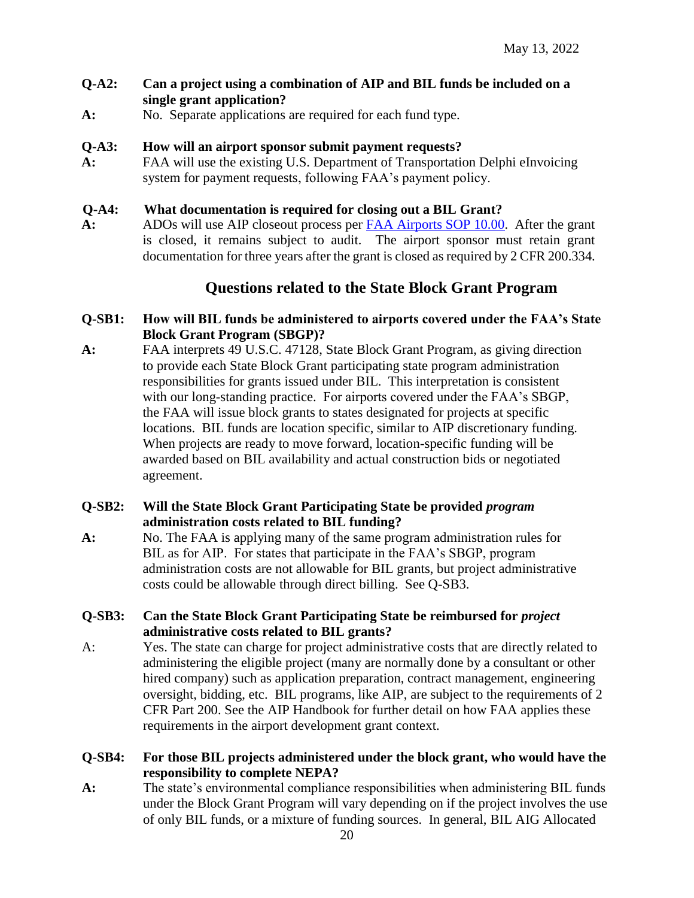**Q-A2: Can a project using a combination of AIP and BIL funds be included on a single grant application?**

**A:** No. Separate applications are required for each fund type.

**Q-A3: How will an airport sponsor submit payment requests?**

**A:** FAA will use the existing U.S. Department of Transportation Delphi eInvoicing system for payment requests, following FAA's payment policy.

**Q-A4: What documentation is required for closing out a BIL Grant?**

**A:** ADOs will use AIP closeout process per [FAA Airports SOP 10.00](). After the grant is closed, it remains subject to audit. The airport sponsor must retain grant documentation for three years after the grant is closed as required by 2 CFR 200.334.

## Questions related to the State Block Grant Program

**Q-SB1: How will BIL funds be administered to airports covered under the FAA's State Block Grant Program (SBGP)?**

**A:** FAA interprets 49 U.S.C. 47128, State Block Grant Program, as giving direction to provide each State Block Grant participating state program administration responsibilities for grants issued under BIL. This interpretation is consistent with our long-standing practice. For airports covered under the FAA's SBGP, the FAA will issue block grants to states designated for projects at specific locations. BIL funds are location specific, similar to AIP discretionary funding. When projects are ready to move forward, location-specific funding will be awarded based on BIL availability and actual construction bids or negotiated agreement.

**Q-SB2: Will the State Block Grant Participating State be provided *program* administration costs related to BIL funding?**

**A:** No. The FAA is applying many of the same program administration rules for BIL as for AIP. For states that participate in the FAA's SBGP, program administration costs are not allowable for BIL grants, but project administrative costs could be allowable through direct billing. See Q-SB3.

**Q-SB3: Can the State Block Grant Participating State be reimbursed for *project* administrative costs related to BIL grants?**

A: Yes. The state can charge for project administrative costs that are directly related to administering the eligible project (many are normally done by a consultant or other hired company) such as application preparation, contract management, engineering oversight, bidding, etc. BIL programs, like AIP, are subject to the requirements of 2 CFR Part 200. See the AIP Handbook for further detail on how FAA applies these requirements in the airport development grant context.

**Q-SB4: For those BIL projects administered under the block grant, who would have the responsibility to complete NEPA?**

**A:** The state's environmental compliance responsibilities when administering BIL funds under the Block Grant Program will vary depending on if the project involves the use of only BIL funds, or a mixture of funding sources. In general, BIL AIG Allocated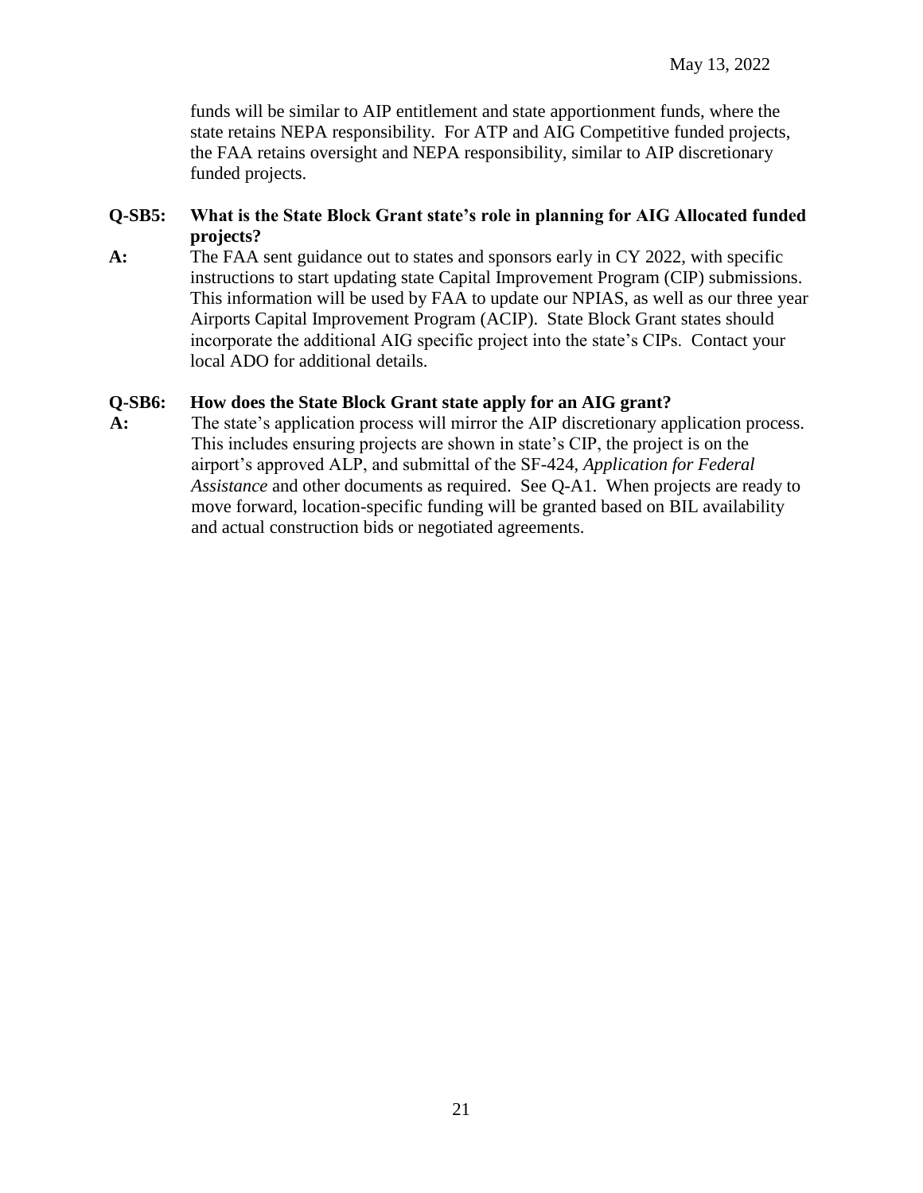funds will be similar to AIP entitlement and state apportionment funds, where the state retains NEPA responsibility. For ATP and AIG Competitive funded projects, the FAA retains oversight and NEPA responsibility, similar to AIP discretionary funded projects.

**Q-SB5: What is the State Block Grant state's role in planning for AIG Allocated funded projects?**

**A:** The FAA sent guidance out to states and sponsors early in CY 2022, with specific instructions to start updating state Capital Improvement Program (CIP) submissions. This information will be used by FAA to update our NPIAS, as well as our three year Airports Capital Improvement Program (ACIP). State Block Grant states should incorporate the additional AIG specific project into the state's CIPs. Contact your local ADO for additional details.

**Q-SB6: How does the State Block Grant state apply for an AIG grant?**

**A:** The state's application process will mirror the AIP discretionary application process. This includes ensuring projects are shown in state's CIP, the project is on the airport's approved ALP, and submittal of the SF-424, *Application for Federal Assistance* and other documents as required. See Q-A1. When projects are ready to move forward, location-specific funding will be granted based on BIL availability and actual construction bids or negotiated agreements.